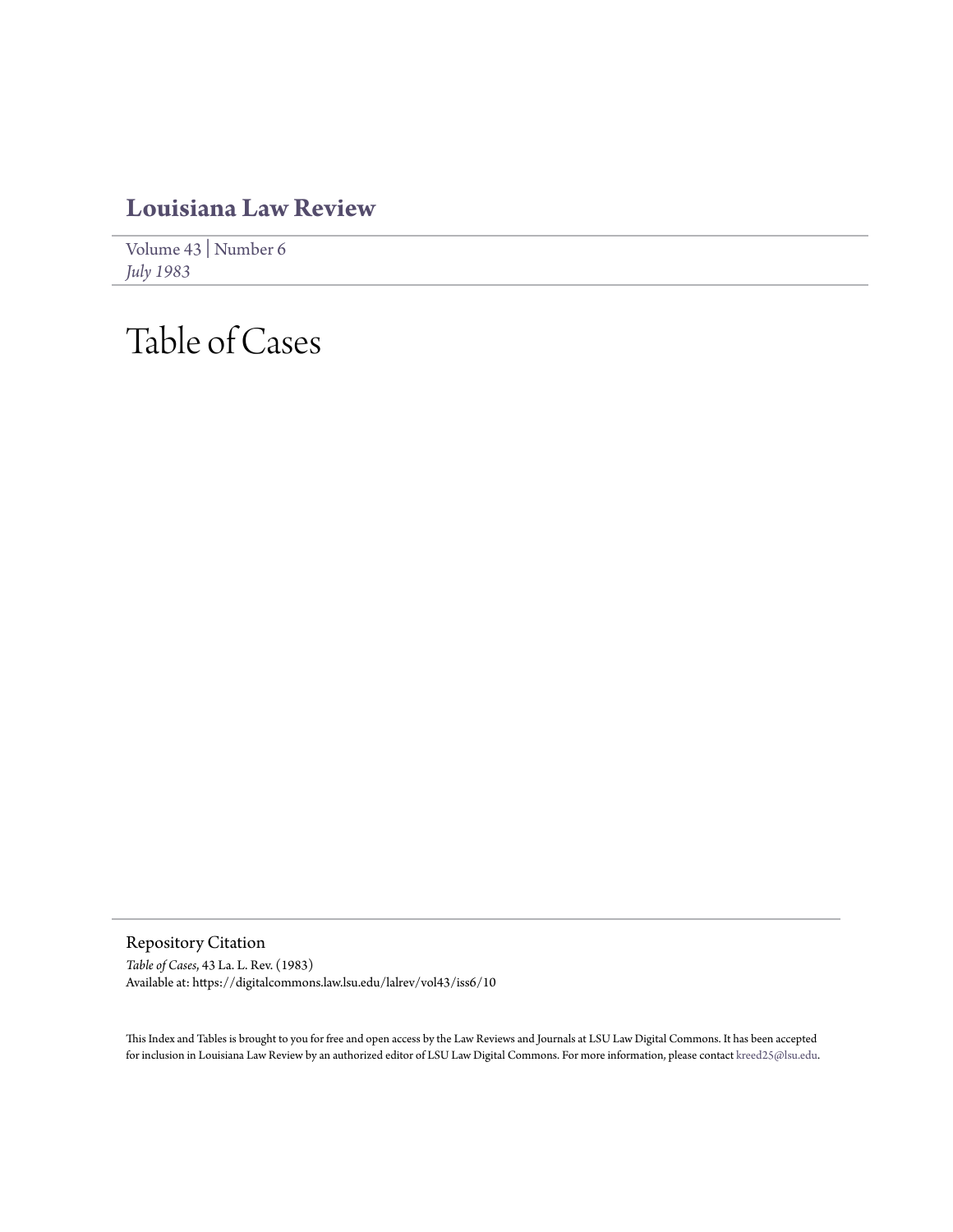# Louisiana Law Review

Volume 43 | Number 6
*July 1983*

# Table of Cases

## Repository Citation

*Table of Cases*, 43 La. L. Rev. (1983)
Available at: https://digitalcommons.law.lsu.edu/lalrev/vol43/iss6/10

This Index and Tables is brought to you for free and open access by the Law Reviews and Journals at LSU Law Digital Commons. It has been accepted for inclusion in Louisiana Law Review by an authorized editor of LSU Law Digital Commons. For more information, please contact kreed25@lsu.edu.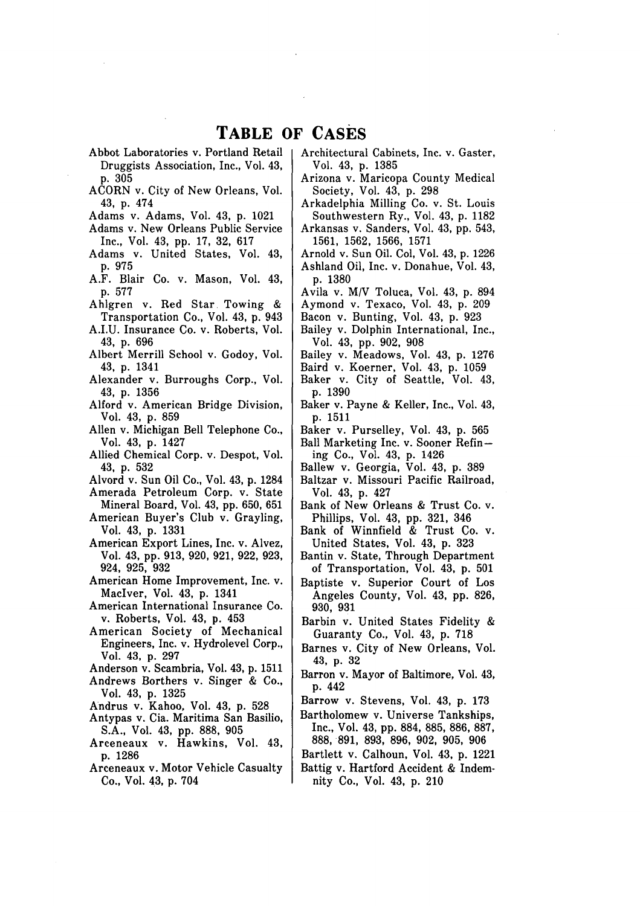# TABLE OF CASES

Abbot Laboratories v. Portland Retail Druggists Association, Inc., Vol. 43, p. 305

ACORN v. City of New Orleans, Vol. 43, p. 474

Adams v. Adams, Vol. 43, p. 1021

Adams v. New Orleans Public Service Inc., Vol. 43, pp. 17, 32, 617

Adams v. United States, Vol. 43, p. 975

A.F. Blair Co. v. Mason, Vol. 43, p. 577

Ahlgren v. Red Star Towing & Transportation Co., Vol. 43, p. 943

A.I.U. Insurance Co. v. Roberts, Vol. 43, p. 696

Albert Merrill School v. Godoy, Vol. 43, p. 1341

Alexander v. Burroughs Corp., Vol. 43, p. 1356

Alford v. American Bridge Division, Vol. 43, p. 859

Allen v. Michigan Bell Telephone Co., Vol. 43, p. 1427

Allied Chemical Corp. v. Despot, Vol. 43, p. 532

Alvord v. Sun Oil Co., Vol. 43, p. 1284

Amerada Petroleum Corp. v. State Mineral Board, Vol. 43, pp. 650, 651

American Buyer's Club v. Grayling, Vol. 43, p. 1331

American Export Lines, Inc. v. Alvez, Vol. 43, pp. 913, 920, 921, 922, 923, 924, 925, 932

American Home Improvement, Inc. v. MacIver, Vol. 43, p. 1341

American International Insurance Co. v. Roberts, Vol. 43, p. 453

American Society of Mechanical Engineers, Inc. v. Hydrolevel Corp., Vol. 43, p. 297

Anderson v. Scambria, Vol. 43, p. 1511

Andrews Borthers v. Singer & Co., Vol. 43, p. 1325

Andrus v. Kahoo, Vol. 43, p. 528

Antypas v. Cia. Maritima San Basilio, S.A., Vol. 43, pp. 888, 905

Arceneaux v. Hawkins, Vol. 43, p. 1286

Arceneaux v. Motor Vehicle Casualty Co., Vol. 43, p. 704

Architectural Cabinets, Inc. v. Gaster, Vol. 43, p. 1385

Arizona v. Maricopa County Medical Society, Vol. 43, p. 298

Arkadelphia Milling Co. v. St. Louis Southwestern Ry., Vol. 43, p. 1182

Arkansas v. Sanders, Vol. 43, pp. 543, 1561, 1562, 1566, 1571

Arnold v. Sun Oil. Col, Vol. 43, p. 1226

Ashland Oil, Inc. v. Donahue, Vol. 43, p. 1380

Avila v. M/V Toluca, Vol. 43, p. 894

Aymond v. Texaco, Vol. 43, p. 209

Bacon v. Bunting, Vol. 43, p. 923

Bailey v. Dolphin International, Inc., Vol. 43, pp. 902, 908

Bailey v. Meadows, Vol. 43, p. 1276

Baird v. Koerner, Vol. 43, p. 1059

Baker v. City of Seattle, Vol. 43, p. 1390

Baker v. Payne & Keller, Inc., Vol. 43, p. 1511

Baker v. Purselley, Vol. 43, p. 565

Ball Marketing Inc. v. Sooner Refining Co., Vol. 43, p. 1426

Ballew v. Georgia, Vol. 43, p. 389

Baltzar v. Missouri Pacific Railroad, Vol. 43, p. 427

Bank of New Orleans & Trust Co. v. Phillips, Vol. 43, pp. 321, 346

Bank of Winnfield & Trust Co. v. United States, Vol. 43, p. 323

Bantin v. State, Through Department of Transportation, Vol. 43, p. 501

Baptiste v. Superior Court of Los Angeles County, Vol. 43, pp. 826, 930, 931

Barbin v. United States Fidelity & Guaranty Co., Vol. 43, p. 718

Barnes v. City of New Orleans, Vol. 43, p. 32

Barron v. Mayor of Baltimore, Vol. 43, p. 442

Barrow v. Stevens, Vol. 43, p. 173

Bartholomew v. Universe Tankships, Inc., Vol. 43, pp. 884, 885, 886, 887, 888, 891, 893, 896, 902, 905, 906

Bartlett v. Calhoun, Vol. 43, p. 1221

Battig v. Hartford Accident & Indemnity Co., Vol. 43, p. 210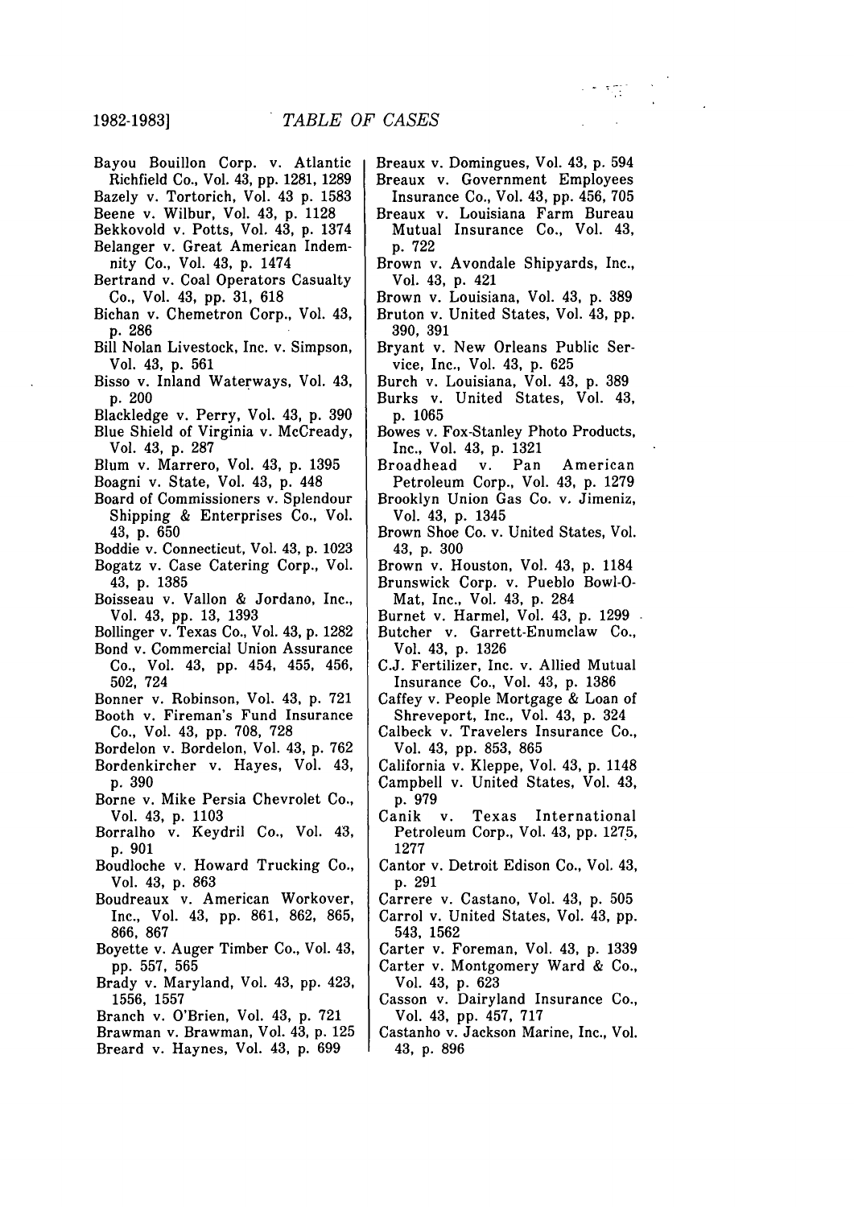Bayou Bouillon Corp. v. Atlantic Richfield Co., Vol. 43, pp. 1281, 1289
Bazely v. Tortorich, Vol. 43 p. 1583
Beene v. Wilbur, Vol. 43, p. 1128
Bekkovold v. Potts, Vol. 43, p. 1374
Belanger v. Great American Indemnity Co., Vol. 43, p. 1474
Bertrand v. Coal Operators Casualty Co., Vol. 43, pp. 31, 618
Bichan v. Chemetron Corp., Vol. 43, p. 286
Bill Nolan Livestock, Inc. v. Simpson, Vol. 43, p. 561
Bisso v. Inland Waterways, Vol. 43, p. 200
Blackledge v. Perry, Vol. 43, p. 390
Blue Shield of Virginia v. McCready, Vol. 43, p. 287
Blum v. Marrero, Vol. 43, p. 1395
Boagni v. State, Vol. 43, p. 448
Board of Commissioners v. Splendour Shipping & Enterprises Co., Vol. 43, p. 650
Boddie v. Connecticut, Vol. 43, p. 1023
Bogatz v. Case Catering Corp., Vol. 43, p. 1385
Boisseau v. Vallon & Jordano, Inc., Vol. 43, pp. 13, 1393
Bollinger v. Texas Co., Vol. 43, p. 1282
Bond v. Commercial Union Assurance Co., Vol. 43, pp. 454, 455, 456, 502, 724
Bonner v. Robinson, Vol. 43, p. 721
Booth v. Fireman's Fund Insurance Co., Vol. 43, pp. 708, 728
Bordelon v. Bordelon, Vol. 43, p. 762
Bordenkircher v. Hayes, Vol. 43, p. 390
Borne v. Mike Persia Chevrolet Co., Vol. 43, p. 1103
Borralho v. Keydril Co., Vol. 43, p. 901
Boudloche v. Howard Trucking Co., Vol. 43, p. 863
Boudreaux v. American Workover, Inc., Vol. 43, pp. 861, 862, 865, 866, 867
Boyette v. Auger Timber Co., Vol. 43, pp. 557, 565
Brady v. Maryland, Vol. 43, pp. 423, 1556, 1557
Branch v. O'Brien, Vol. 43, p. 721
Brawman v. Brawman, Vol. 43, p. 125
Breard v. Haynes, Vol. 43, p. 699
Breaux v. Domingues, Vol. 43, p. 594
Breaux v. Government Employees Insurance Co., Vol. 43, pp. 456, 705
Breaux v. Louisiana Farm Bureau Mutual Insurance Co., Vol. 43, p. 722
Brown v. Avondale Shipyards, Inc., Vol. 43, p. 421
Brown v. Louisiana, Vol. 43, p. 389
Bruton v. United States, Vol. 43, pp. 390, 391
Bryant v. New Orleans Public Service, Inc., Vol. 43, p. 625
Burch v. Louisiana, Vol. 43, p. 389
Burks v. United States, Vol. 43, p. 1065
Bowes v. Fox-Stanley Photo Products, Inc., Vol. 43, p. 1321
Broadhead v. Pan American Petroleum Corp., Vol. 43, p. 1279
Brooklyn Union Gas Co. v. Jimeniz, Vol. 43, p. 1345
Brown Shoe Co. v. United States, Vol. 43, p. 300
Brown v. Houston, Vol. 43, p. 1184
Brunswick Corp. v. Pueblo Bowl-O-Mat, Inc., Vol. 43, p. 284
Burnet v. Harmel, Vol. 43, p. 1299
Butcher v. Garrett-Enumclaw Co., Vol. 43, p. 1326
C.J. Fertilizer, Inc. v. Allied Mutual Insurance Co., Vol. 43, p. 1386
Caffey v. People Mortgage & Loan of Shreveport, Inc., Vol. 43, p. 324
Calbeck v. Travelers Insurance Co., Vol. 43, pp. 853, 865
California v. Kleppe, Vol. 43, p. 1148
Campbell v. United States, Vol. 43, p. 979
Canik v. Texas International Petroleum Corp., Vol. 43, pp. 1275, 1277
Cantor v. Detroit Edison Co., Vol. 43, p. 291
Carrere v. Castano, Vol. 43, p. 505
Carrol v. United States, Vol. 43, pp. 543, 1562
Carter v. Foreman, Vol. 43, p. 1339
Carter v. Montgomery Ward & Co., Vol. 43, p. 623
Casson v. Dairyland Insurance Co., Vol. 43, pp. 457, 717
Castanho v. Jackson Marine, Inc., Vol. 43, p. 896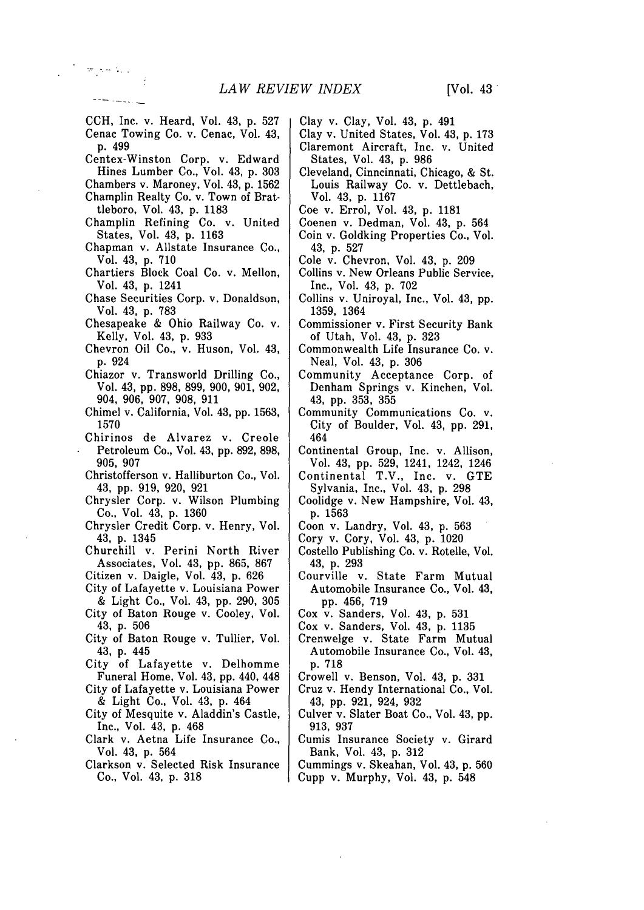CCH, Inc. v. Heard, Vol. 43, p. 527

Cenac Towing Co. v. Cenac, Vol. 43, p. 499

Centex-Winston Corp. v. Edward Hines Lumber Co., Vol. 43, p. 303

Chambers v. Maroney, Vol. 43, p. 1562

Champlin Realty Co. v. Town of Brattleboro, Vol. 43, p. 1183

Champlin Refining Co. v. United States, Vol. 43, p. 1163

Chapman v. Allstate Insurance Co., Vol. 43, p. 710

Chartiers Block Coal Co. v. Mellon, Vol. 43, p. 1241

Chase Securities Corp. v. Donaldson, Vol. 43, p. 783

Chesapeake & Ohio Railway Co. v. Kelly, Vol. 43, p. 933

Chevron Oil Co., v. Huson, Vol. 43, p. 924

Chiazor v. Transworld Drilling Co., Vol. 43, pp. 898, 899, 900, 901, 902, 904, 906, 907, 908, 911

Chimel v. California, Vol. 43, pp. 1563, 1570

Chirinos de Alvarez v. Creole Petroleum Co., Vol. 43, pp. 892, 898, 905, 907

Christofferson v. Halliburton Co., Vol. 43, pp. 919, 920, 921

Chrysler Corp. v. Wilson Plumbing Co., Vol. 43, p. 1360

Chrysler Credit Corp. v. Henry, Vol. 43, p. 1345

Churchill v. Perini North River Associates, Vol. 43, pp. 865, 867

Citizen v. Daigle, Vol. 43, p. 626

City of Lafayette v. Louisiana Power & Light Co., Vol. 43, pp. 290, 305

City of Baton Rouge v. Cooley, Vol. 43, p. 506

City of Baton Rouge v. Tullier, Vol. 43, p. 445

City of Lafayette v. Delhomme Funeral Home, Vol. 43, pp. 440, 448

City of Lafayette v. Louisiana Power & Light Co., Vol. 43, p. 464

City of Mesquite v. Aladdin's Castle, Inc., Vol. 43, p. 468

Clark v. Aetna Life Insurance Co., Vol. 43, p. 564

Clarkson v. Selected Risk Insurance Co., Vol. 43, p. 318

Clay v. Clay, Vol. 43, p. 491

Clay v. United States, Vol. 43, p. 173

Claremont Aircraft, Inc. v. United States, Vol. 43, p. 986

Cleveland, Cinncinnati, Chicago, & St. Louis Railway Co. v. Dettlebach, Vol. 43, p. 1167

Coe v. Errol, Vol. 43, p. 1181

Coenen v. Dedman, Vol. 43, p. 564

Coin v. Goldking Properties Co., Vol. 43, p. 527

Cole v. Chevron, Vol. 43, p. 209

Collins v. New Orleans Public Service, Inc., Vol. 43, p. 702

Collins v. Uniroyal, Inc., Vol. 43, pp. 1359, 1364

Commissioner v. First Security Bank of Utah, Vol. 43, p. 323

Commonwealth Life Insurance Co. v. Neal, Vol. 43, p. 306

Community Acceptance Corp. of Denham Springs v. Kinchen, Vol. 43, pp. 353, 355

Community Communications Co. v. City of Boulder, Vol. 43, pp. 291, 464

Continental Group, Inc. v. Allison, Vol. 43, pp. 529, 1241, 1242, 1246

Continental T.V., Inc. v. GTE Sylvania, Inc., Vol. 43, p. 298

Coolidge v. New Hampshire, Vol. 43, p. 1563

Coon v. Landry, Vol. 43, p. 563

Cory v. Cory, Vol. 43, p. 1020

Costello Publishing Co. v. Rotelle, Vol. 43, p. 293

Courville v. State Farm Mutual Automobile Insurance Co., Vol. 43, pp. 456, 719

Cox v. Sanders, Vol. 43, p. 531

Cox v. Sanders, Vol. 43, p. 1135

Crenwelge v. State Farm Mutual Automobile Insurance Co., Vol. 43, p. 718

Crowell v. Benson, Vol. 43, p. 331

Cruz v. Hendy International Co., Vol. 43, pp. 921, 924, 932

Culver v. Slater Boat Co., Vol. 43, pp. 913, 937

Cumis Insurance Society v. Girard Bank, Vol. 43, p. 312

Cummings v. Skeahan, Vol. 43, p. 560

Cupp v. Murphy, Vol. 43, p. 548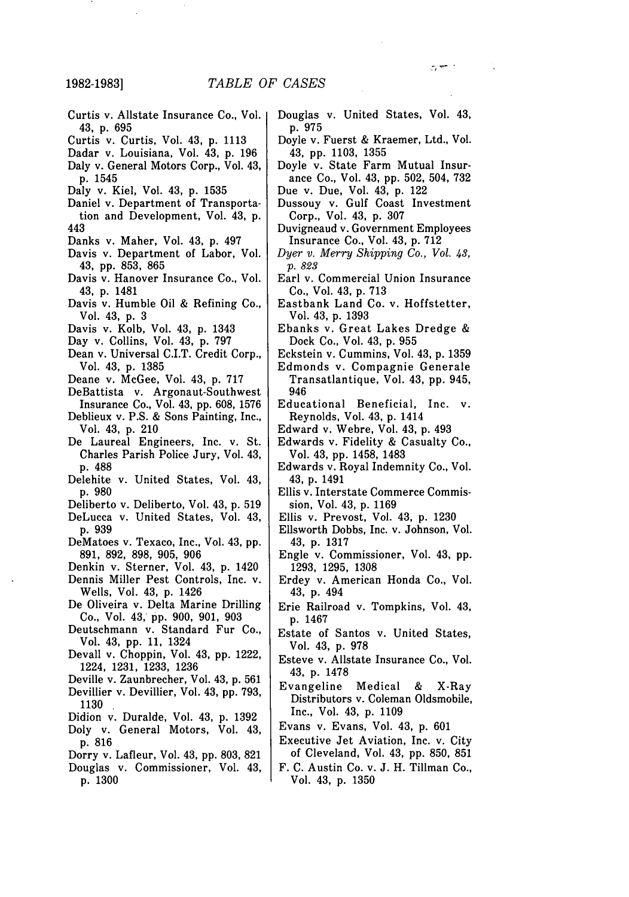Curtis v. Allstate Insurance Co., Vol. 43, p. 695

Curtis v. Curtis, Vol. 43, p. 1113

Dadar v. Louisiana, Vol. 43, p. 196

Daly v. General Motors Corp., Vol. 43, p. 1545

Daly v. Kiel, Vol. 43, p. 1535

Daniel v. Department of Transportation and Development, Vol. 43, p. 443

Danks v. Maher, Vol. 43, p. 497

Davis v. Department of Labor, Vol. 43, pp. 853, 865

Davis v. Hanover Insurance Co., Vol. 43, p. 1481

Davis v. Humble Oil & Refining Co., Vol. 43, p. 3

Davis v. Kolb, Vol. 43, p. 1343

Day v. Collins, Vol. 43, p. 797

Dean v. Universal C.I.T. Credit Corp., Vol. 43, p. 1385

Deane v. McGee, Vol. 43, p. 717

DeBattista v. Argonaut-Southwest Insurance Co., Vol. 43, pp. 608, 1576

Deblieux v. P.S. & Sons Painting, Inc., Vol. 43, p. 210

De Laureal Engineers, Inc. v. St. Charles Parish Police Jury, Vol. 43, p. 488

Delehite v. United States, Vol. 43, p. 980

Deliberto v. Deliberto, Vol. 43, p. 519

DeLucca v. United States, Vol. 43, p. 939

DeMatoes v. Texaco, Inc., Vol. 43, pp. 891, 892, 898, 905, 906

Denkin v. Sterner, Vol. 43, p. 1420

Dennis Miller Pest Controls, Inc. v. Wells, Vol. 43, p. 1426

De Oliveira v. Delta Marine Drilling Co., Vol. 43, pp. 900, 901, 903

Deutschmann v. Standard Fur Co., Vol. 43, pp. 11, 1324

Devall v. Choppin, Vol. 43, pp. 1222, 1224, 1231, 1233, 1236

Deville v. Zaunbrecher, Vol. 43, p. 561

Devillier v. Devillier, Vol. 43, pp. 793, 1130

Didion v. Duralde, Vol. 43, p. 1392

Doly v. General Motors, Vol. 43, p. 816

Dorry v. Lafleur, Vol. 43, pp. 803, 821

Douglas v. Commissioner, Vol. 43, p. 1300

Douglas v. United States, Vol. 43, p. 975

Doyle v. Fuerst & Kraemer, Ltd., Vol. 43, pp. 1103, 1355

Doyle v. State Farm Mutual Insurance Co., Vol. 43, pp. 502, 504, 732

Due v. Due, Vol. 43, p. 122

Dussouy v. Gulf Coast Investment Corp., Vol. 43, p. 307

Duvigneaud v. Government Employees Insurance Co., Vol. 43, p. 712

*Dyer v. Merry Shipping Co., Vol. 43, p. 823*

Earl v. Commercial Union Insurance Co., Vol. 43, p. 713

Eastbank Land Co. v. Hoffstetter, Vol. 43, p. 1393

Ebanks v. Great Lakes Dredge & Dock Co., Vol. 43, p. 955

Eckstein v. Cummins, Vol. 43, p. 1359

Edmonds v. Compagnie Generale Transatlantique, Vol. 43, pp. 945, 946

Educational Beneficial, Inc. v. Reynolds, Vol. 43, p. 1414

Edward v. Webre, Vol. 43, p. 493

Edwards v. Fidelity & Casualty Co., Vol. 43, pp. 1458, 1483

Edwards v. Royal Indemnity Co., Vol. 43, p. 1491

Ellis v. Interstate Commerce Commission, Vol. 43, p. 1169

Ellis v. Prevost, Vol. 43, p. 1230

Ellsworth Dobbs, Inc. v. Johnson, Vol. 43, p. 1317

Engle v. Commissioner, Vol. 43, pp. 1293, 1295, 1308

Erdey v. American Honda Co., Vol. 43, p. 494

Erie Railroad v. Tompkins, Vol. 43, p. 1467

Estate of Santos v. United States, Vol. 43, p. 978

Esteve v. Allstate Insurance Co., Vol. 43, p. 1478

Evangeline Medical & X-Ray Distributors v. Coleman Oldsmobile, Inc., Vol. 43, p. 1109

Evans v. Evans, Vol. 43, p. 601

Executive Jet Aviation, Inc. v. City of Cleveland, Vol. 43, pp. 850, 851

F. C. Austin Co. v. J. H. Tillman Co., Vol. 43, p. 1350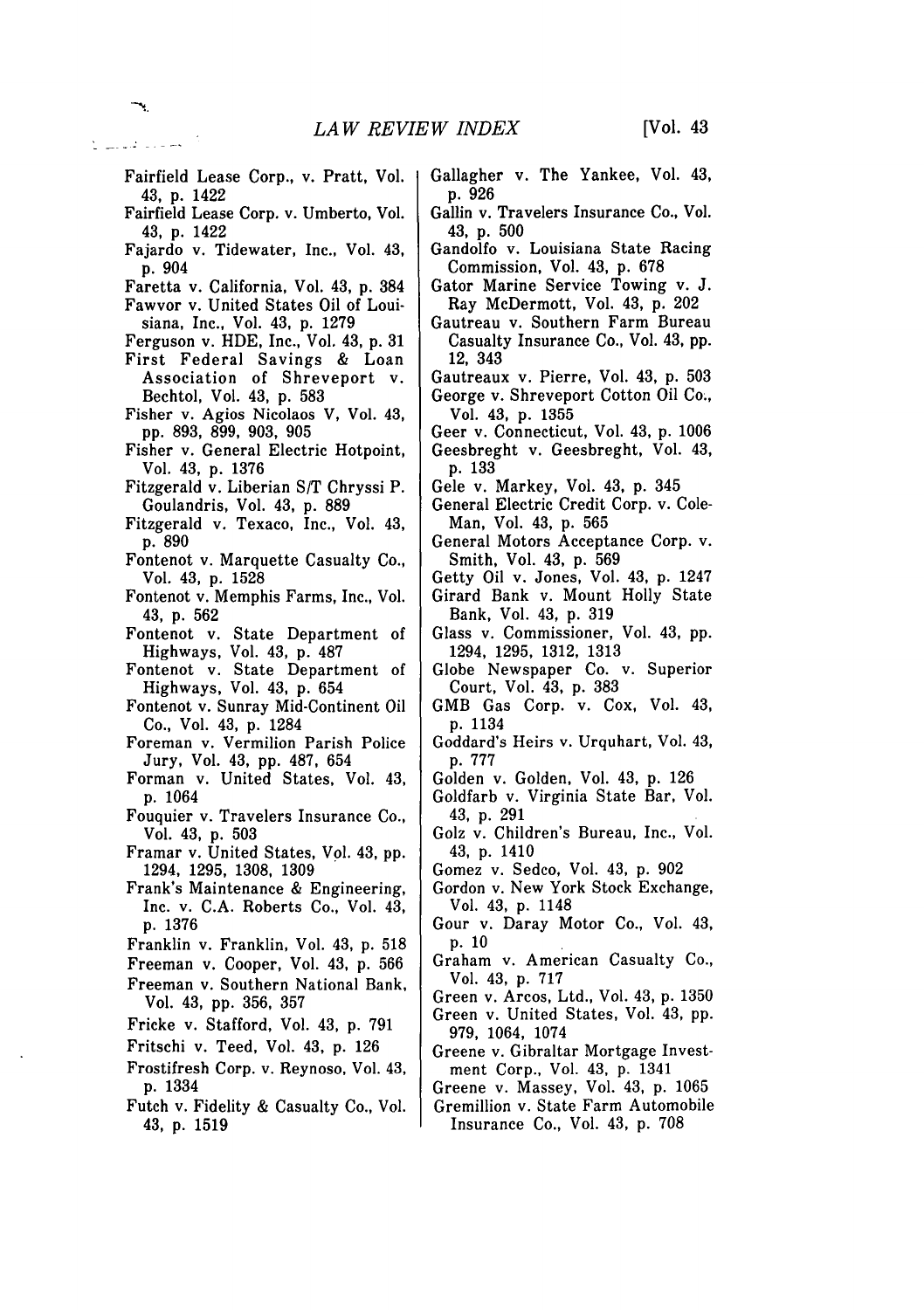Fairfield Lease Corp., v. Pratt, Vol. 43, p. 1422

Fairfield Lease Corp. v. Umberto, Vol. 43, p. 1422

Fajardo v. Tidewater, Inc., Vol. 43, p. 904

Faretta v. California, Vol. 43, p. 384

Fawvor v. United States Oil of Louisiana, Inc., Vol. 43, p. 1279

Ferguson v. HDE, Inc., Vol. 43, p. 31

First Federal Savings & Loan Association of Shreveport v. Bechtol, Vol. 43, p. 583

Fisher v. Agios Nicolaos V, Vol. 43, pp. 893, 899, 903, 905

Fisher v. General Electric Hotpoint, Vol. 43, p. 1376

Fitzgerald v. Liberian S/T Chryssi P. Goulandris, Vol. 43, p. 889

Fitzgerald v. Texaco, Inc., Vol. 43, p. 890

Fontenot v. Marquette Casualty Co., Vol. 43, p. 1528

Fontenot v. Memphis Farms, Inc., Vol. 43, p. 562

Fontenot v. State Department of Highways, Vol. 43, p. 487

Fontenot v. State Department of Highways, Vol. 43, p. 654

Fontenot v. Sunray Mid-Continent Oil Co., Vol. 43, p. 1284

Foreman v. Vermilion Parish Police Jury, Vol. 43, pp. 487, 654

Forman v. United States, Vol. 43, p. 1064

Fouquier v. Travelers Insurance Co., Vol. 43, p. 503

Framar v. United States, Vol. 43, pp. 1294, 1295, 1308, 1309

Frank's Maintenance & Engineering, Inc. v. C.A. Roberts Co., Vol. 43, p. 1376

Franklin v. Franklin, Vol. 43, p. 518

Freeman v. Cooper, Vol. 43, p. 566

Freeman v. Southern National Bank, Vol. 43, pp. 356, 357

Fricke v. Stafford, Vol. 43, p. 791

Fritschi v. Teed, Vol. 43, p. 126

Frostifresh Corp. v. Reynoso, Vol. 43, p. 1334

Futch v. Fidelity & Casualty Co., Vol. 43, p. 1519

Gallagher v. The Yankee, Vol. 43, p. 926

Gallin v. Travelers Insurance Co., Vol. 43, p. 500

Gandolfo v. Louisiana State Racing Commission, Vol. 43, p. 678

Gator Marine Service Towing v. J. Ray McDermott, Vol. 43, p. 202

Gautreau v. Southern Farm Bureau Casualty Insurance Co., Vol. 43, pp. 12, 343

Gautreaux v. Pierre, Vol. 43, p. 503

George v. Shreveport Cotton Oil Co., Vol. 43, p. 1355

Geer v. Connecticut, Vol. 43, p. 1006

Geesbreght v. Geesbreght, Vol. 43, p. 133

Gele v. Markey, Vol. 43, p. 345

General Electric Credit Corp. v. Cole-Man, Vol. 43, p. 565

General Motors Acceptance Corp. v. Smith, Vol. 43, p. 569

Getty Oil v. Jones, Vol. 43, p. 1247

Girard Bank v. Mount Holly State Bank, Vol. 43, p. 319

Glass v. Commissioner, Vol. 43, pp. 1294, 1295, 1312, 1313

Globe Newspaper Co. v. Superior Court, Vol. 43, p. 383

GMB Gas Corp. v. Cox, Vol. 43, p. 1134

Goddard's Heirs v. Urquhart, Vol. 43, p. 777

Golden v. Golden, Vol. 43, p. 126

Goldfarb v. Virginia State Bar, Vol. 43, p. 291

Golz v. Children's Bureau, Inc., Vol. 43, p. 1410

Gomez v. Sedco, Vol. 43, p. 902

Gordon v. New York Stock Exchange, Vol. 43, p. 1148

Gour v. Daray Motor Co., Vol. 43, p. 10

Graham v. American Casualty Co., Vol. 43, p. 717

Green v. Arcos, Ltd., Vol. 43, p. 1350

Green v. United States, Vol. 43, pp. 979, 1064, 1074

Greene v. Gibraltar Mortgage Investment Corp., Vol. 43, p. 1341

Greene v. Massey, Vol. 43, p. 1065

Gremillion v. State Farm Automobile Insurance Co., Vol. 43, p. 708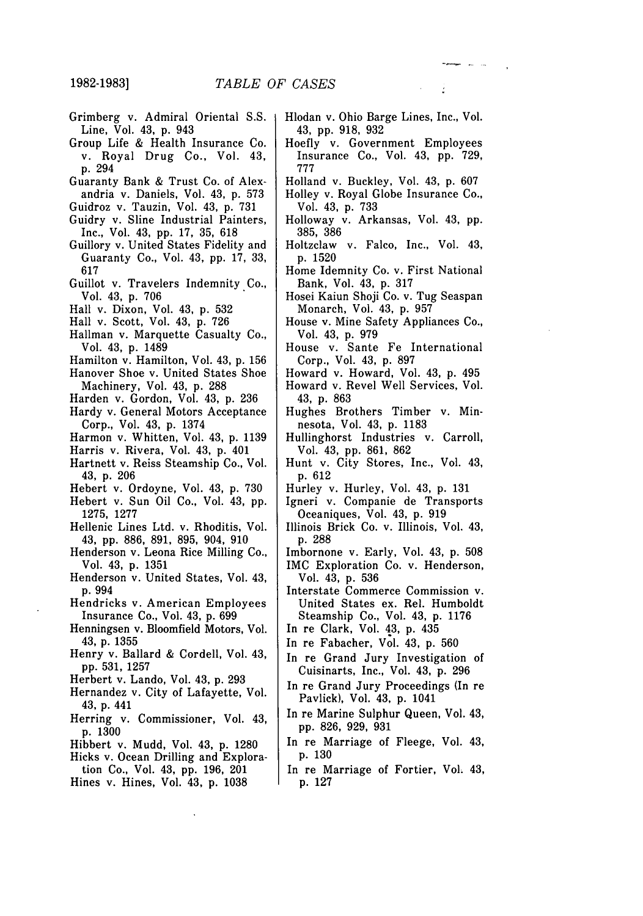Grimberg v. Admiral Oriental S.S. Line, Vol. 43, p. 943

Group Life & Health Insurance Co. v. Royal Drug Co., Vol. 43, p. 294

Guaranty Bank & Trust Co. of Alexandria v. Daniels, Vol. 43, p. 573

Guidroz v. Tauzin, Vol. 43, p. 731

Guidry v. Sline Industrial Painters, Inc., Vol. 43, pp. 17, 35, 618

Guillory v. United States Fidelity and Guaranty Co., Vol. 43, pp. 17, 33, 617

Guillot v. Travelers Indemnity Co., Vol. 43, p. 706

Hall v. Dixon, Vol. 43, p. 532

Hall v. Scott, Vol. 43, p. 726

Hallman v. Marquette Casualty Co., Vol. 43, p. 1489

Hamilton v. Hamilton, Vol. 43, p. 156

Hanover Shoe v. United States Shoe Machinery, Vol. 43, p. 288

Harden v. Gordon, Vol. 43, p. 236

Hardy v. General Motors Acceptance Corp., Vol. 43, p. 1374

Harmon v. Whitten, Vol. 43, p. 1139

Harris v. Rivera, Vol. 43, p. 401

Hartnett v. Reiss Steamship Co., Vol. 43, p. 206

Hebert v. Ordoyne, Vol. 43, p. 730

Hebert v. Sun Oil Co., Vol. 43, pp. 1275, 1277

Hellenic Lines Ltd. v. Rhoditis, Vol. 43, pp. 886, 891, 895, 904, 910

Henderson v. Leona Rice Milling Co., Vol. 43, p. 1351

Henderson v. United States, Vol. 43, p. 994

Hendricks v. American Employees Insurance Co., Vol. 43, p. 699

Henningsen v. Bloomfield Motors, Vol. 43, p. 1355

Henry v. Ballard & Cordell, Vol. 43, pp. 531, 1257

Herbert v. Lando, Vol. 43, p. 293

Hernandez v. City of Lafayette, Vol. 43, p. 441

Herring v. Commissioner, Vol. 43, p. 1300

Hibbert v. Mudd, Vol. 43, p. 1280

Hicks v. Ocean Drilling and Exploration Co., Vol. 43, pp. 196, 201

Hines v. Hines, Vol. 43, p. 1038

Hlodan v. Ohio Barge Lines, Inc., Vol. 43, pp. 918, 932

Hoefly v. Government Employees Insurance Co., Vol. 43, pp. 729, 777

Holland v. Buckley, Vol. 43, p. 607

Holley v. Royal Globe Insurance Co., Vol. 43, p. 733

Holloway v. Arkansas, Vol. 43, pp. 385, 386

Holtzclaw v. Falco, Inc., Vol. 43, p. 1520

Home Idemnity Co. v. First National Bank, Vol. 43, p. 317

Hosei Kaiun Shoji Co. v. Tug Seaspan Monarch, Vol. 43, p. 957

House v. Mine Safety Appliances Co., Vol. 43, p. 979

House v. Sante Fe International Corp., Vol. 43, p. 897

Howard v. Howard, Vol. 43, p. 495

Howard v. Revel Well Services, Vol. 43, p. 863

Hughes Brothers Timber v. Minnesota, Vol. 43, p. 1183

Hullinghorst Industries v. Carroll, Vol. 43, pp. 861, 862

Hunt v. City Stores, Inc., Vol. 43, p. 612

Hurley v. Hurley, Vol. 43, p. 131

Igneri v. Companie de Transports Oceaniques, Vol. 43, p. 919

Illinois Brick Co. v. Illinois, Vol. 43, p. 288

Imbornone v. Early, Vol. 43, p. 508

IMC Exploration Co. v. Henderson, Vol. 43, p. 536

Interstate Commerce Commission v. United States ex. Rel. Humboldt Steamship Co., Vol. 43, p. 1176

In re Clark, Vol. 43, p. 435

In re Fabacher, Vol. 43, p. 560

In re Grand Jury Investigation of Cuisinarts, Inc., Vol. 43, p. 296

In re Grand Jury Proceedings (In re Pavlick), Vol. 43, p. 1041

In re Marine Sulphur Queen, Vol. 43, pp. 826, 929, 931

In re Marriage of Fleege, Vol. 43, p. 130

In re Marriage of Fortier, Vol. 43, p. 127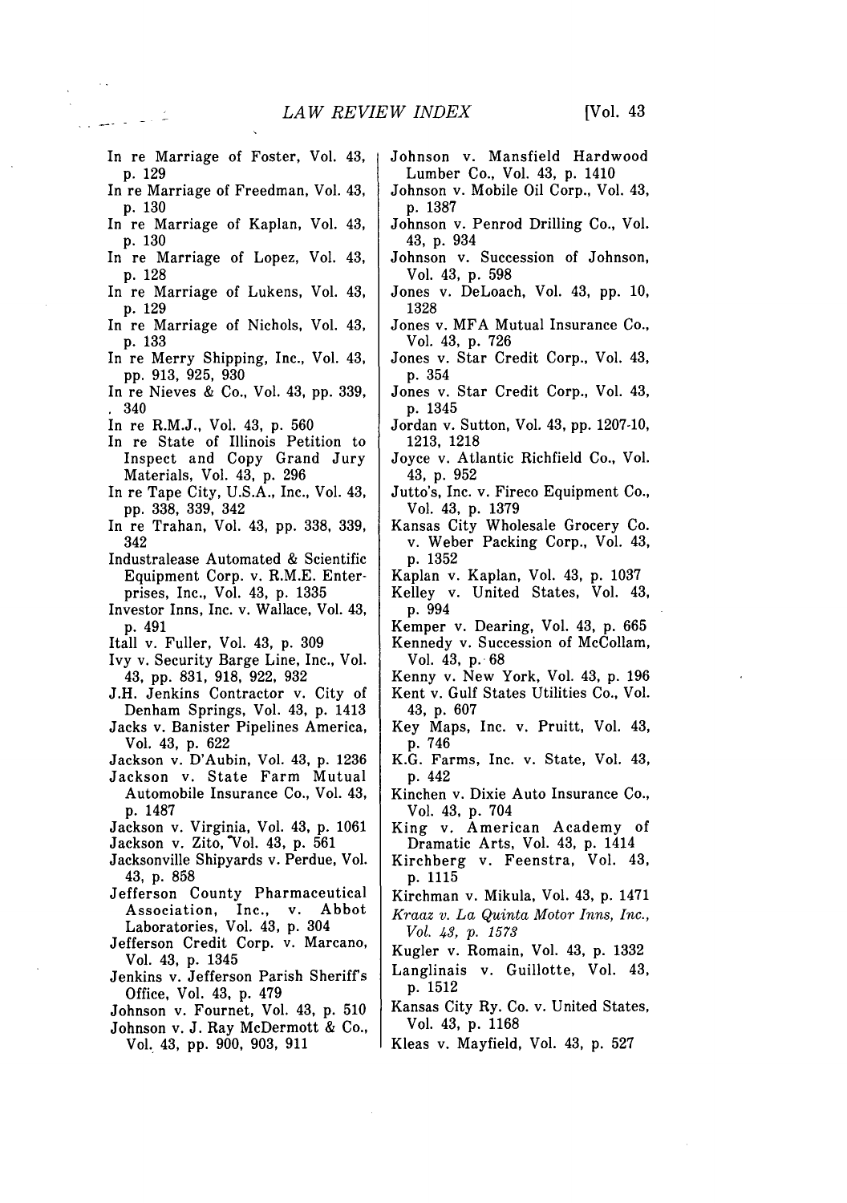In re Marriage of Foster, Vol. 43, p. 129

In re Marriage of Freedman, Vol. 43, p. 130

In re Marriage of Kaplan, Vol. 43, p. 130

In re Marriage of Lopez, Vol. 43, p. 128

In re Marriage of Lukens, Vol. 43, p. 129

In re Marriage of Nichols, Vol. 43, p. 133

In re Merry Shipping, Inc., Vol. 43, pp. 913, 925, 930

In re Nieves & Co., Vol. 43, pp. 339, 340

In re R.M.J., Vol. 43, p. 560

In re State of Illinois Petition to Inspect and Copy Grand Jury Materials, Vol. 43, p. 296

In re Tape City, U.S.A., Inc., Vol. 43, pp. 338, 339, 342

In re Trahan, Vol. 43, pp. 338, 339, 342

Industralease Automated & Scientific Equipment Corp. v. R.M.E. Enterprises, Inc., Vol. 43, p. 1335

Investor Inns, Inc. v. Wallace, Vol. 43, p. 491

Itall v. Fuller, Vol. 43, p. 309

Ivy v. Security Barge Line, Inc., Vol. 43, pp. 831, 918, 922, 932

J.H. Jenkins Contractor v. City of Denham Springs, Vol. 43, p. 1413

Jacks v. Banister Pipelines America, Vol. 43, p. 622

Jackson v. D'Aubin, Vol. 43, p. 1236

Jackson v. State Farm Mutual Automobile Insurance Co., Vol. 43, p. 1487

Jackson v. Virginia, Vol. 43, p. 1061

Jackson v. Zito, Vol. 43, p. 561

Jacksonville Shipyards v. Perdue, Vol. 43, p. 858

Jefferson County Pharmaceutical Association, Inc., v. Abbot Laboratories, Vol. 43, p. 304

Jefferson Credit Corp. v. Marcano, Vol. 43, p. 1345

Jenkins v. Jefferson Parish Sheriff's Office, Vol. 43, p. 479

Johnson v. Fournet, Vol. 43, p. 510

Johnson v. J. Ray McDermott & Co., Vol. 43, pp. 900, 903, 911

Johnson v. Mansfield Hardwood Lumber Co., Vol. 43, p. 1410

Johnson v. Mobile Oil Corp., Vol. 43, p. 1387

Johnson v. Penrod Drilling Co., Vol. 43, p. 934

Johnson v. Succession of Johnson, Vol. 43, p. 598

Jones v. DeLoach, Vol. 43, pp. 10, 1328

Jones v. MFA Mutual Insurance Co., Vol. 43, p. 726

Jones v. Star Credit Corp., Vol. 43, p. 354

Jones v. Star Credit Corp., Vol. 43, p. 1345

Jordan v. Sutton, Vol. 43, pp. 1207-10, 1213, 1218

Joyce v. Atlantic Richfield Co., Vol. 43, p. 952

Jutto's, Inc. v. Fireco Equipment Co., Vol. 43, p. 1379

Kansas City Wholesale Grocery Co. v. Weber Packing Corp., Vol. 43, p. 1352

Kaplan v. Kaplan, Vol. 43, p. 1037

Kelley v. United States, Vol. 43, p. 994

Kemper v. Dearing, Vol. 43, p. 665

Kennedy v. Succession of McCollam, Vol. 43, p. 68

Kenny v. New York, Vol. 43, p. 196

Kent v. Gulf States Utilities Co., Vol. 43, p. 607

Key Maps, Inc. v. Pruitt, Vol. 43, p. 746

K.G. Farms, Inc. v. State, Vol. 43, p. 442

Kinchen v. Dixie Auto Insurance Co., Vol. 43, p. 704

King v. American Academy of Dramatic Arts, Vol. 43, p. 1414

Kirchberg v. Feenstra, Vol. 43, p. 1115

Kirchman v. Mikula, Vol. 43, p. 1471

*Kraaz v. La Quinta Motor Inns, Inc., Vol. 43, p. 1573*

Kugler v. Romain, Vol. 43, p. 1332

Langlinais v. Guillotte, Vol. 43, p. 1512

Kansas City Ry. Co. v. United States, Vol. 43, p. 1168

Kleas v. Mayfield, Vol. 43, p. 527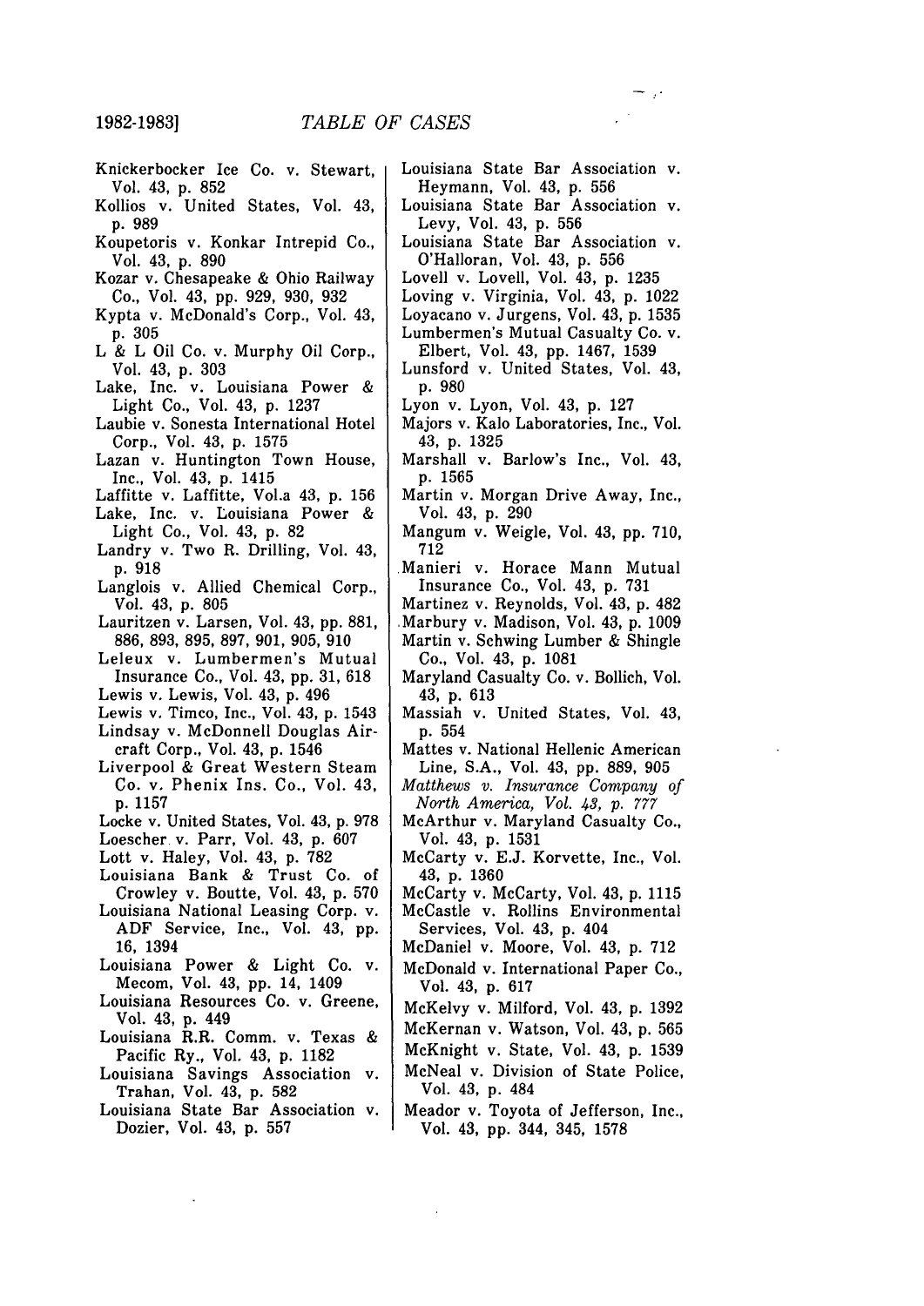Knickerbocker Ice Co. v. Stewart, Vol. 43, p. 852

Kollios v. United States, Vol. 43, p. 989

Koupetoris v. Konkar Intrepid Co., Vol. 43, p. 890

Kozar v. Chesapeake & Ohio Railway Co., Vol. 43, pp. 929, 930, 932

Kypta v. McDonald's Corp., Vol. 43, p. 305

L & L Oil Co. v. Murphy Oil Corp., Vol. 43, p. 303

Lake, Inc. v. Louisiana Power & Light Co., Vol. 43, p. 1237

Laubie v. Sonesta International Hotel Corp., Vol. 43, p. 1575

Lazan v. Huntington Town House, Inc., Vol. 43, p. 1415

Laffitte v. Laffitte, Vol.a 43, p. 156

Lake, Inc. v. Louisiana Power & Light Co., Vol. 43, p. 82

Landry v. Two R. Drilling, Vol. 43, p. 918

Langlois v. Allied Chemical Corp., Vol. 43, p. 805

Lauritzen v. Larsen, Vol. 43, pp. 881, 886, 893, 895, 897, 901, 905, 910

Leleux v. Lumbermen's Mutual Insurance Co., Vol. 43, pp. 31, 618

Lewis v. Lewis, Vol. 43, p. 496

Lewis v. Timco, Inc., Vol. 43, p. 1543

Lindsay v. McDonnell Douglas Aircraft Corp., Vol. 43, p. 1546

Liverpool & Great Western Steam Co. v. Phenix Ins. Co., Vol. 43, p. 1157

Locke v. United States, Vol. 43, p. 978

Loescher v. Parr, Vol. 43, p. 607

Lott v. Haley, Vol. 43, p. 782

Louisiana Bank & Trust Co. of Crowley v. Boutte, Vol. 43, p. 570

Louisiana National Leasing Corp. v. ADF Service, Inc., Vol. 43, pp. 16, 1394

Louisiana Power & Light Co. v. Mecom, Vol. 43, pp. 14, 1409

Louisiana Resources Co. v. Greene, Vol. 43, p. 449

Louisiana R.R. Comm. v. Texas & Pacific Ry., Vol. 43, p. 1182

Louisiana Savings Association v. Trahan, Vol. 43, p. 582

Louisiana State Bar Association v. Dozier, Vol. 43, p. 557

Louisiana State Bar Association v. Heymann, Vol. 43, p. 556

Louisiana State Bar Association v. Levy, Vol. 43, p. 556

Louisiana State Bar Association v. O'Halloran, Vol. 43, p. 556

Lovell v. Lovell, Vol. 43, p. 1235

Loving v. Virginia, Vol. 43, p. 1022

Loyacano v. Jurgens, Vol. 43, p. 1535

Lumbermen's Mutual Casualty Co. v. Elbert, Vol. 43, pp. 1467, 1539

Lunsford v. United States, Vol. 43, p. 980

Lyon v. Lyon, Vol. 43, p. 127

Majors v. Kalo Laboratories, Inc., Vol. 43, p. 1325

Marshall v. Barlow's Inc., Vol. 43, p. 1565

Martin v. Morgan Drive Away, Inc., Vol. 43, p. 290

Mangum v. Weigle, Vol. 43, pp. 710, 712

Manieri v. Horace Mann Mutual Insurance Co., Vol. 43, p. 731

Martinez v. Reynolds, Vol. 43, p. 482

Marbury v. Madison, Vol. 43, p. 1009

Martin v. Schwing Lumber & Shingle Co., Vol. 43, p. 1081

Maryland Casualty Co. v. Bollich, Vol. 43, p. 613

Massiah v. United States, Vol. 43, p. 554

Mattes v. National Hellenic American Line, S.A., Vol. 43, pp. 889, 905

*Matthews v. Insurance Company of North America, Vol. 43, p. 777*

McArthur v. Maryland Casualty Co., Vol. 43, p. 1531

McCarty v. E.J. Korvette, Inc., Vol. 43, p. 1360

McCarty v. McCarty, Vol. 43, p. 1115

McCastle v. Rollins Environmental Services, Vol. 43, p. 404

McDaniel v. Moore, Vol. 43, p. 712

McDonald v. International Paper Co., Vol. 43, p. 617

McKelvy v. Milford, Vol. 43, p. 1392

McKernan v. Watson, Vol. 43, p. 565

McKnight v. State, Vol. 43, p. 1539

McNeal v. Division of State Police, Vol. 43, p. 484

Meador v. Toyota of Jefferson, Inc., Vol. 43, pp. 344, 345, 1578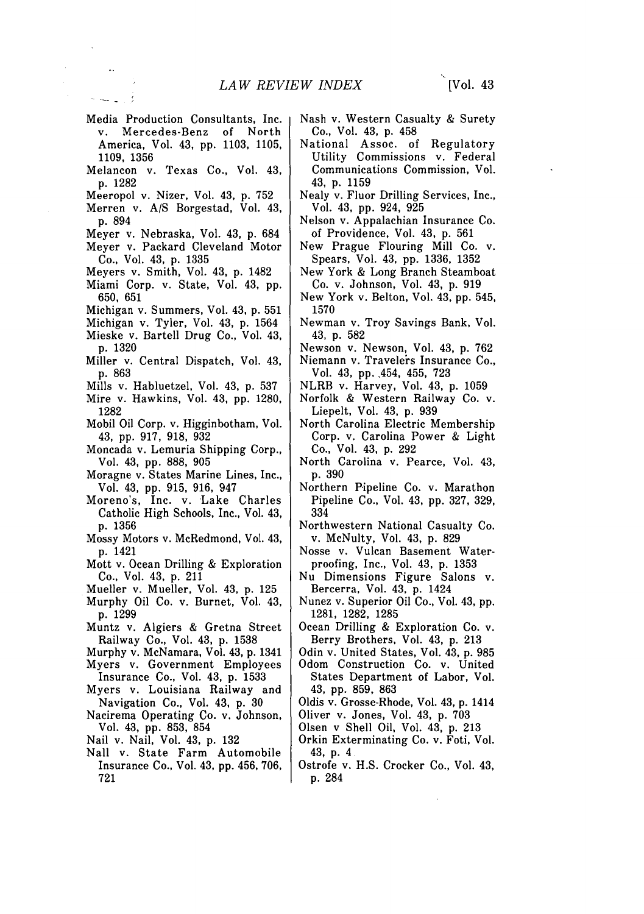Media Production Consultants, Inc. v. Mercedes-Benz of North America, Vol. 43, pp. 1103, 1105, 1109, 1356

Melancon v. Texas Co., Vol. 43, p. 1282

Meeropol v. Nizer, Vol. 43, p. 752

Merren v. A/S Borgestad, Vol. 43, p. 894

Meyer v. Nebraska, Vol. 43, p. 684

Meyer v. Packard Cleveland Motor Co., Vol. 43, p. 1335

Meyers v. Smith, Vol. 43, p. 1482

Miami Corp. v. State, Vol. 43, pp. 650, 651

Michigan v. Summers, Vol. 43, p. 551

Michigan v. Tyler, Vol. 43, p. 1564

Mieske v. Bartell Drug Co., Vol. 43, p. 1320

Miller v. Central Dispatch, Vol. 43, p. 863

Mills v. Habluetzel, Vol. 43, p. 537

Mire v. Hawkins, Vol. 43, pp. 1280, 1282

Mobil Oil Corp. v. Higginbotham, Vol. 43, pp. 917, 918, 932

Moncada v. Lemuria Shipping Corp., Vol. 43, pp. 888, 905

Moragne v. States Marine Lines, Inc., Vol. 43, pp. 915, 916, 947

Moreno's, Inc. v. Lake Charles Catholic High Schools, Inc., Vol. 43, p. 1356

Mossy Motors v. McRedmond, Vol. 43, p. 1421

Mott v. Ocean Drilling & Exploration Co., Vol. 43, p. 211

Mueller v. Mueller, Vol. 43, p. 125

Murphy Oil Co. v. Burnet, Vol. 43, p. 1299

Muntz v. Algiers & Gretna Street Railway Co., Vol. 43, p. 1538

Murphy v. McNamara, Vol. 43, p. 1341

Myers v. Government Employees Insurance Co., Vol. 43, p. 1533

Myers v. Louisiana Railway and Navigation Co., Vol. 43, p. 30

Nacirema Operating Co. v. Johnson, Vol. 43, pp. 853, 854

Nail v. Nail, Vol. 43, p. 132

Nall v. State Farm Automobile Insurance Co., Vol. 43, pp. 456, 706, 721

Nash v. Western Casualty & Surety Co., Vol. 43, p. 458

National Assoc. of Regulatory Utility Commissions v. Federal Communications Commission, Vol. 43, p. 1159

Nealy v. Fluor Drilling Services, Inc., Vol. 43, pp. 924, 925

Nelson v. Appalachian Insurance Co. of Providence, Vol. 43, p. 561

New Prague Flouring Mill Co. v. Spears, Vol. 43, pp. 1336, 1352

New York & Long Branch Steamboat Co. v. Johnson, Vol. 43, p. 919

New York v. Belton, Vol. 43, pp. 545, 1570

Newman v. Troy Savings Bank, Vol. 43, p. 582

Newson v. Newson, Vol. 43, p. 762

Niemann v. Travelers Insurance Co., Vol. 43, pp. 454, 455, 723

NLRB v. Harvey, Vol. 43, p. 1059

Norfolk & Western Railway Co. v. Liepelt, Vol. 43, p. 939

North Carolina Electric Membership Corp. v. Carolina Power & Light Co., Vol. 43, p. 292

North Carolina v. Pearce, Vol. 43, p. 390

Northern Pipeline Co. v. Marathon Pipeline Co., Vol. 43, pp. 327, 329, 334

Northwestern National Casualty Co. v. McNulty, Vol. 43, p. 829

Nosse v. Vulcan Basement Waterproofing, Inc., Vol. 43, p. 1353

Nu Dimensions Figure Salons v. Bercerra, Vol. 43, p. 1424

Nunez v. Superior Oil Co., Vol. 43, pp. 1281, 1282, 1285

Ocean Drilling & Exploration Co. v. Berry Brothers, Vol. 43, p. 213

Odin v. United States, Vol. 43, p. 985

Odom Construction Co. v. United States Department of Labor, Vol. 43, pp. 859, 863

Oldis v. Grosse-Rhode, Vol. 43, p. 1414

Oliver v. Jones, Vol. 43, p. 703

Olsen v Shell Oil, Vol. 43, p. 213

Orkin Exterminating Co. v. Foti, Vol. 43, p. 4

Ostrofe v. H.S. Crocker Co., Vol. 43, p. 284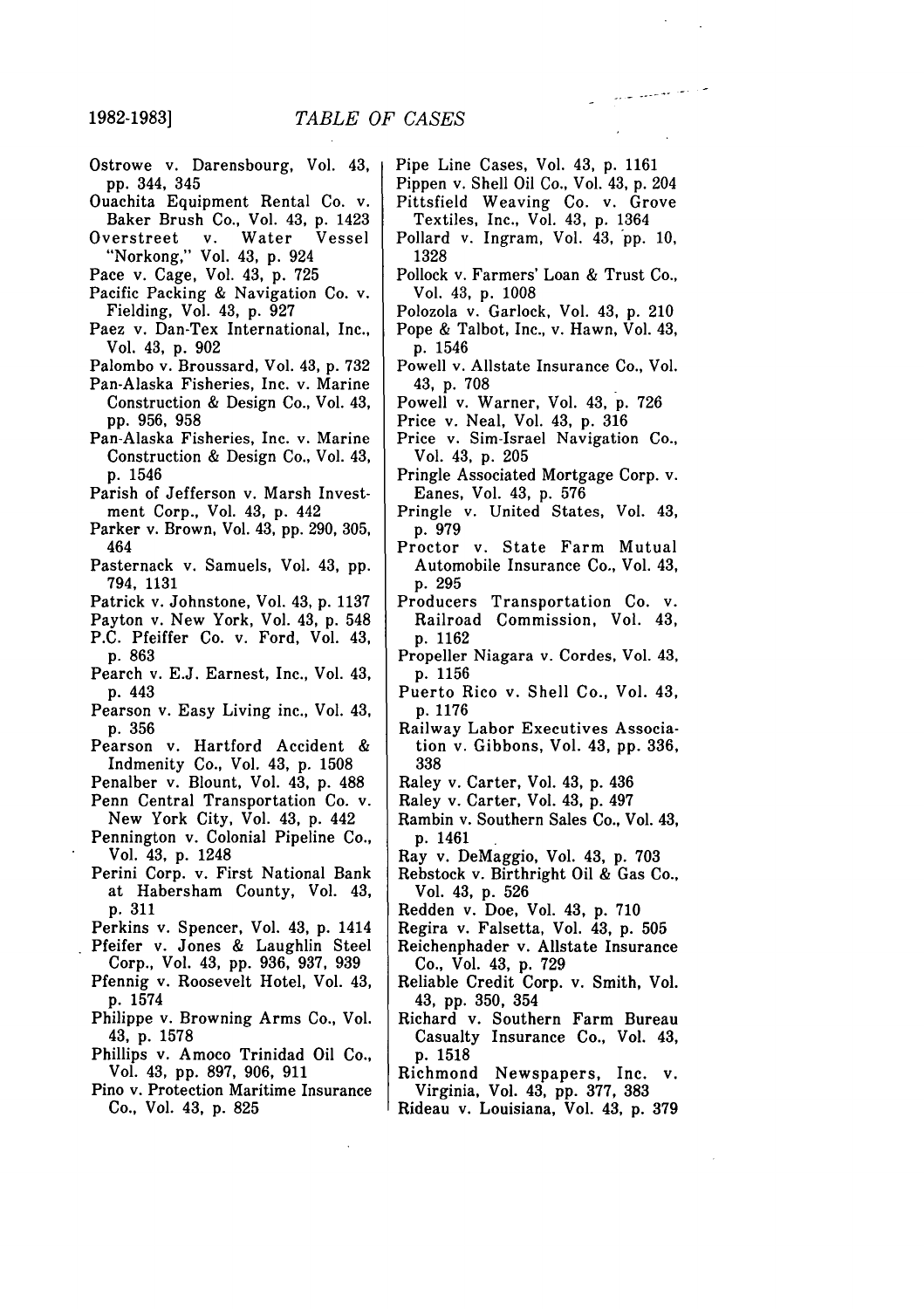Ostrowe v. Darensbourg, Vol. 43, pp. 344, 345

Ouachita Equipment Rental Co. v. Baker Brush Co., Vol. 43, p. 1423

Overstreet v. Water Vessel "Norkong," Vol. 43, p. 924

Pace v. Cage, Vol. 43, p. 725

Pacific Packing & Navigation Co. v. Fielding, Vol. 43, p. 927

Paez v. Dan-Tex International, Inc., Vol. 43, p. 902

Palombo v. Broussard, Vol. 43, p. 732

Pan-Alaska Fisheries, Inc. v. Marine Construction & Design Co., Vol. 43, pp. 956, 958

Pan-Alaska Fisheries, Inc. v. Marine Construction & Design Co., Vol. 43, p. 1546

Parish of Jefferson v. Marsh Investment Corp., Vol. 43, p. 442

Parker v. Brown, Vol. 43, pp. 290, 305, 464

Pasternack v. Samuels, Vol. 43, pp. 794, 1131

Patrick v. Johnstone, Vol. 43, p. 1137

Payton v. New York, Vol. 43, p. 548

P.C. Pfeiffer Co. v. Ford, Vol. 43, p. 863

Pearch v. E.J. Earnest, Inc., Vol. 43, p. 443

Pearson v. Easy Living inc., Vol. 43, p. 356

Pearson v. Hartford Accident & Indmenity Co., Vol. 43, p. 1508

Penalber v. Blount, Vol. 43, p. 488

Penn Central Transportation Co. v. New York City, Vol. 43, p. 442

Pennington v. Colonial Pipeline Co., Vol. 43, p. 1248

Perini Corp. v. First National Bank at Habersham County, Vol. 43, p. 311

Perkins v. Spencer, Vol. 43, p. 1414

Pfeifer v. Jones & Laughlin Steel Corp., Vol. 43, pp. 936, 937, 939

Pfennig v. Roosevelt Hotel, Vol. 43, p. 1574

Philippe v. Browning Arms Co., Vol. 43, p. 1578

Phillips v. Amoco Trinidad Oil Co., Vol. 43, pp. 897, 906, 911

Pino v. Protection Maritime Insurance Co., Vol. 43, p. 825

Pipe Line Cases, Vol. 43, p. 1161

Pippen v. Shell Oil Co., Vol. 43, p. 204

Pittsfield Weaving Co. v. Grove Textiles, Inc., Vol. 43, p. 1364

Pollard v. Ingram, Vol. 43, pp. 10, 1328

Pollock v. Farmers' Loan & Trust Co., Vol. 43, p. 1008

Polozola v. Garlock, Vol. 43, p. 210

Pope & Talbot, Inc., v. Hawn, Vol. 43, p. 1546

Powell v. Allstate Insurance Co., Vol. 43, p. 708

Powell v. Warner, Vol. 43, p. 726

Price v. Neal, Vol. 43, p. 316

Price v. Sim-Israel Navigation Co., Vol. 43, p. 205

Pringle Associated Mortgage Corp. v. Eanes, Vol. 43, p. 576

Pringle v. United States, Vol. 43, p. 979

Proctor v. State Farm Mutual Automobile Insurance Co., Vol. 43, p. 295

Producers Transportation Co. v. Railroad Commission, Vol. 43, p. 1162

Propeller Niagara v. Cordes, Vol. 43, p. 1156

Puerto Rico v. Shell Co., Vol. 43, p. 1176

Railway Labor Executives Association v. Gibbons, Vol. 43, pp. 336, 338

Raley v. Carter, Vol. 43, p. 436

Raley v. Carter, Vol. 43, p. 497

Rambin v. Southern Sales Co., Vol. 43, p. 1461

Ray v. DeMaggio, Vol. 43, p. 703

Rebstock v. Birthright Oil & Gas Co., Vol. 43, p. 526

Redden v. Doe, Vol. 43, p. 710

Regira v. Falsetta, Vol. 43, p. 505

Reichenphader v. Allstate Insurance Co., Vol. 43, p. 729

Reliable Credit Corp. v. Smith, Vol. 43, pp. 350, 354

Richard v. Southern Farm Bureau Casualty Insurance Co., Vol. 43, p. 1518

Richmond Newspapers, Inc. v. Virginia, Vol. 43, pp. 377, 383

Rideau v. Louisiana, Vol. 43, p. 379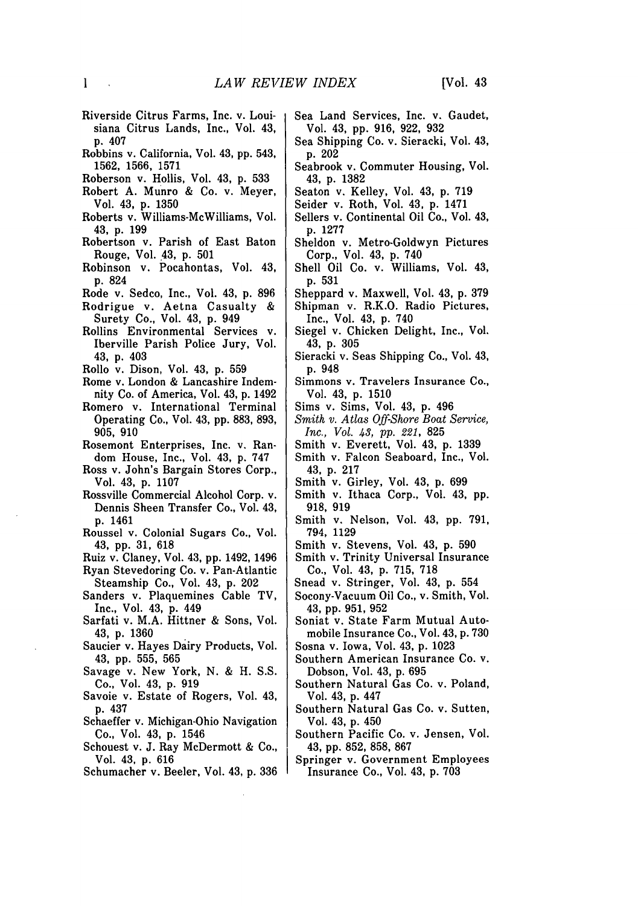Riverside Citrus Farms, Inc. v. Louisiana Citrus Lands, Inc., Vol. 43, p. 407

Robbins v. California, Vol. 43, pp. 543, 1562, 1566, 1571

Roberson v. Hollis, Vol. 43, p. 533

Robert A. Munro & Co. v. Meyer, Vol. 43, p. 1350

Roberts v. Williams-McWilliams, Vol. 43, p. 199

Robertson v. Parish of East Baton Rouge, Vol. 43, p. 501

Robinson v. Pocahontas, Vol. 43, p. 824

Rode v. Sedco, Inc., Vol. 43, p. 896

Rodrigue v. Aetna Casualty & Surety Co., Vol. 43, p. 949

Rollins Environmental Services v. Iberville Parish Police Jury, Vol. 43, p. 403

Rollo v. Dison, Vol. 43, p. 559

Rome v. London & Lancashire Indemnity Co. of America, Vol. 43, p. 1492

Romero v. International Terminal Operating Co., Vol. 43, pp. 883, 893, 905, 910

Rosemont Enterprises, Inc. v. Random House, Inc., Vol. 43, p. 747

Ross v. John's Bargain Stores Corp., Vol. 43, p. 1107

Rossville Commercial Alcohol Corp. v. Dennis Sheen Transfer Co., Vol. 43, p. 1461

Roussel v. Colonial Sugars Co., Vol. 43, pp. 31, 618

Ruiz v. Claney, Vol. 43, pp. 1492, 1496

Ryan Stevedoring Co. v. Pan-Atlantic Steamship Co., Vol. 43, p. 202

Sanders v. Plaquemines Cable TV, Inc., Vol. 43, p. 449

Sarfati v. M.A. Hittner & Sons, Vol. 43, p. 1360

Saucier v. Hayes Dairy Products, Vol. 43, pp. 555, 565

Savage v. New York, N. & H. S.S. Co., Vol. 43, p. 919

Savoie v. Estate of Rogers, Vol. 43, p. 437

Schaeffer v. Michigan-Ohio Navigation Co., Vol. 43, p. 1546

Schouest v. J. Ray McDermott & Co., Vol. 43, p. 616

Schumacher v. Beeler, Vol. 43, p. 336

Sea Land Services, Inc. v. Gaudet, Vol. 43, pp. 916, 922, 932

Sea Shipping Co. v. Sieracki, Vol. 43, p. 202

Seabrook v. Commuter Housing, Vol. 43, p. 1382

Seaton v. Kelley, Vol. 43, p. 719

Seider v. Roth, Vol. 43, p. 1471

Sellers v. Continental Oil Co., Vol. 43, p. 1277

Sheldon v. Metro-Goldwyn Pictures Corp., Vol. 43, p. 740

Shell Oil Co. v. Williams, Vol. 43, p. 531

Sheppard v. Maxwell, Vol. 43, p. 379

Shipman v. R.K.O. Radio Pictures, Inc., Vol. 43, p. 740

Siegel v. Chicken Delight, Inc., Vol. 43, p. 305

Sieracki v. Seas Shipping Co., Vol. 43, p. 948

Simmons v. Travelers Insurance Co., Vol. 43, p. 1510

Sims v. Sims, Vol. 43, p. 496

*Smith v. Atlas Off-Shore Boat Service, Inc., Vol. 43, pp. 221,* 825

Smith v. Everett, Vol. 43, p. 1339

Smith v. Falcon Seaboard, Inc., Vol. 43, p. 217

Smith v. Girley, Vol. 43, p. 699

Smith v. Ithaca Corp., Vol. 43, pp. 918, 919

Smith v. Nelson, Vol. 43, pp. 791, 794, 1129

Smith v. Stevens, Vol. 43, p. 590

Smith v. Trinity Universal Insurance Co., Vol. 43, p. 715, 718

Snead v. Stringer, Vol. 43, p. 554

Socony-Vacuum Oil Co., v. Smith, Vol. 43, pp. 951, 952

Soniat v. State Farm Mutual Automobile Insurance Co., Vol. 43, p. 730

Sosna v. Iowa, Vol. 43, p. 1023

Southern American Insurance Co. v. Dobson, Vol. 43, p. 695

Southern Natural Gas Co. v. Poland, Vol. 43, p. 447

Southern Natural Gas Co. v. Sutten, Vol. 43, p. 450

Southern Pacific Co. v. Jensen, Vol. 43, pp. 852, 858, 867

Springer v. Government Employees Insurance Co., Vol. 43, p. 703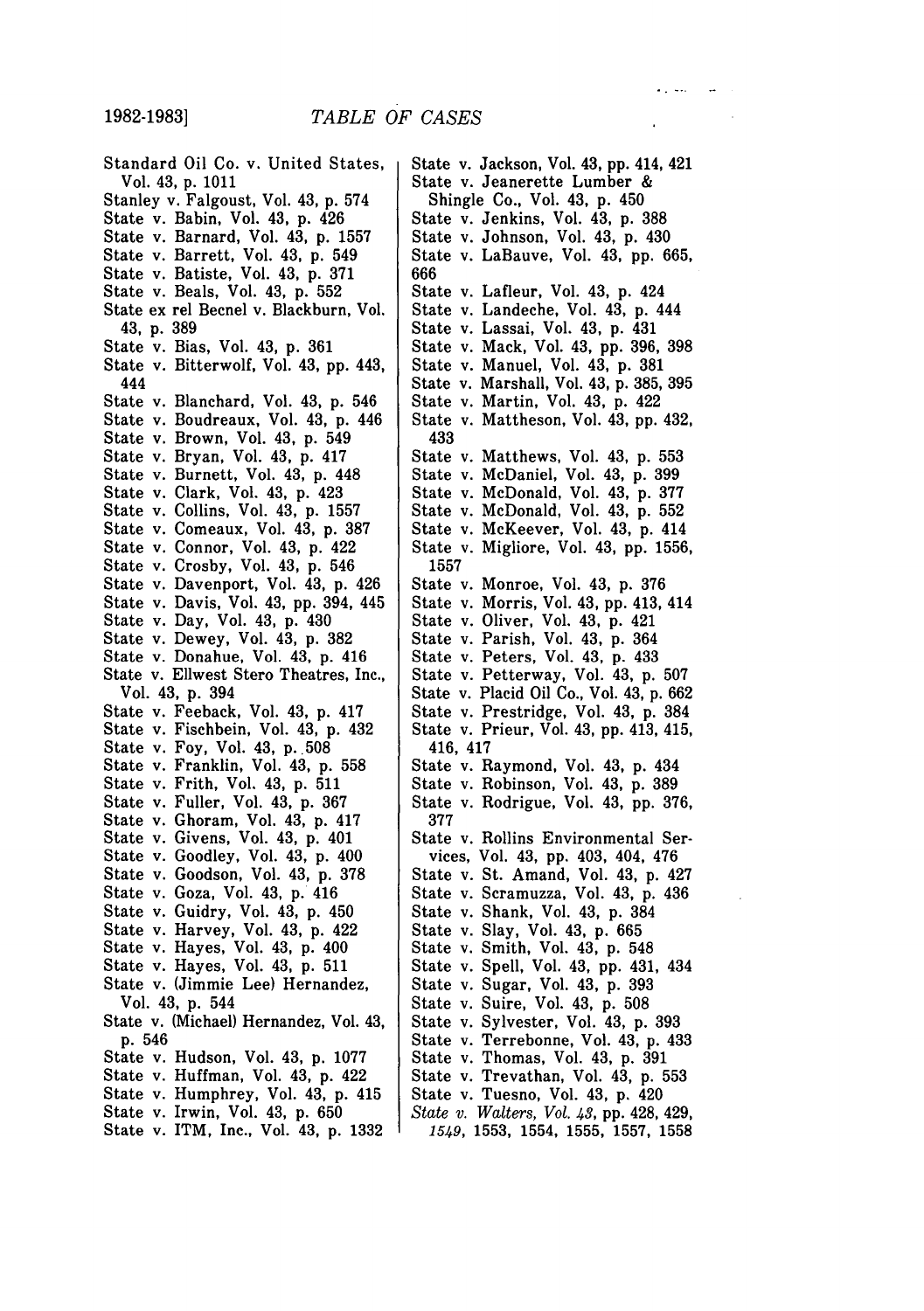Standard Oil Co. v. United States, Vol. 43, p. 1011
Stanley v. Falgoust, Vol. 43, p. 574
State v. Babin, Vol. 43, p. 426
State v. Barnard, Vol. 43, p. 1557
State v. Barrett, Vol. 43, p. 549
State v. Batiste, Vol. 43, p. 371
State v. Beals, Vol. 43, p. 552
State ex rel Becnel v. Blackburn, Vol. 43, p. 389
State v. Bias, Vol. 43, p. 361
State v. Bitterwolf, Vol. 43, pp. 443, 444
State v. Blanchard, Vol. 43, p. 546
State v. Boudreaux, Vol. 43, p. 446
State v. Brown, Vol. 43, p. 549
State v. Bryan, Vol. 43, p. 417
State v. Burnett, Vol. 43, p. 448
State v. Clark, Vol. 43, p. 423
State v. Collins, Vol. 43, p. 1557
State v. Comeaux, Vol. 43, p. 387
State v. Connor, Vol. 43, p. 422
State v. Crosby, Vol. 43, p. 546
State v. Davenport, Vol. 43, p. 426
State v. Davis, Vol. 43, pp. 394, 445
State v. Day, Vol. 43, p. 430
State v. Dewey, Vol. 43, p. 382
State v. Donahue, Vol. 43, p. 416
State v. Ellwest Stero Theatres, Inc., Vol. 43, p. 394
State v. Feeback, Vol. 43, p. 417
State v. Fischbein, Vol. 43, p. 432
State v. Foy, Vol. 43, p. 508
State v. Franklin, Vol. 43, p. 558
State v. Frith, Vol. 43, p. 511
State v. Fuller, Vol. 43, p. 367
State v. Ghoram, Vol. 43, p. 417
State v. Givens, Vol. 43, p. 401
State v. Goodley, Vol. 43, p. 400
State v. Goodson, Vol. 43, p. 378
State v. Goza, Vol. 43, p. 416
State v. Guidry, Vol. 43, p. 450
State v. Harvey, Vol. 43, p. 422
State v. Hayes, Vol. 43, p. 400
State v. Hayes, Vol. 43, p. 511
State v. (Jimmie Lee) Hernandez, Vol. 43, p. 544
State v. (Michael) Hernandez, Vol. 43, p. 546
State v. Hudson, Vol. 43, p. 1077
State v. Huffman, Vol. 43, p. 422
State v. Humphrey, Vol. 43, p. 415
State v. Irwin, Vol. 43, p. 650
State v. ITM, Inc., Vol. 43, p. 1332
State v. Jackson, Vol. 43, pp. 414, 421
State v. Jeanerette Lumber & Shingle Co., Vol. 43, p. 450
State v. Jenkins, Vol. 43, p. 388
State v. Johnson, Vol. 43, p. 430
State v. LaBauve, Vol. 43, pp. 665, 666
State v. Lafleur, Vol. 43, p. 424
State v. Landeche, Vol. 43, p. 444
State v. Lassai, Vol. 43, p. 431
State v. Mack, Vol. 43, pp. 396, 398
State v. Manuel, Vol. 43, p. 381
State v. Marshall, Vol. 43, p. 385, 395
State v. Martin, Vol. 43, p. 422
State v. Mattheson, Vol. 43, pp. 432, 433
State v. Matthews, Vol. 43, p. 553
State v. McDaniel, Vol. 43, p. 399
State v. McDonald, Vol. 43, p. 377
State v. McDonald, Vol. 43, p. 552
State v. McKeever, Vol. 43, p. 414
State v. Migliore, Vol. 43, pp. 1556, 1557
State v. Monroe, Vol. 43, p. 376
State v. Morris, Vol. 43, pp. 413, 414
State v. Oliver, Vol. 43, p. 421
State v. Parish, Vol. 43, p. 364
State v. Peters, Vol. 43, p. 433
State v. Petterway, Vol. 43, p. 507
State v. Placid Oil Co., Vol. 43, p. 662
State v. Prestridge, Vol. 43, p. 384
State v. Prieur, Vol. 43, pp. 413, 415, 416, 417
State v. Raymond, Vol. 43, p. 434
State v. Robinson, Vol. 43, p. 389
State v. Rodrigue, Vol. 43, pp. 376, 377
State v. Rollins Environmental Services, Vol. 43, pp. 403, 404, 476
State v. St. Amand, Vol. 43, p. 427
State v. Scramuzza, Vol. 43, p. 436
State v. Shank, Vol. 43, p. 384
State v. Slay, Vol. 43, p. 665
State v. Smith, Vol. 43, p. 548
State v. Spell, Vol. 43, pp. 431, 434
State v. Sugar, Vol. 43, p. 393
State v. Suire, Vol. 43, p. 508
State v. Sylvester, Vol. 43, p. 393
State v. Terrebonne, Vol. 43, p. 433
State v. Thomas, Vol. 43, p. 391
State v. Trevathan, Vol. 43, p. 553
State v. Tuesno, Vol. 43, p. 420
*State v. Walters, Vol. 43,* pp. 428, 429, *1549,* 1553, 1554, 1555, 1557, 1558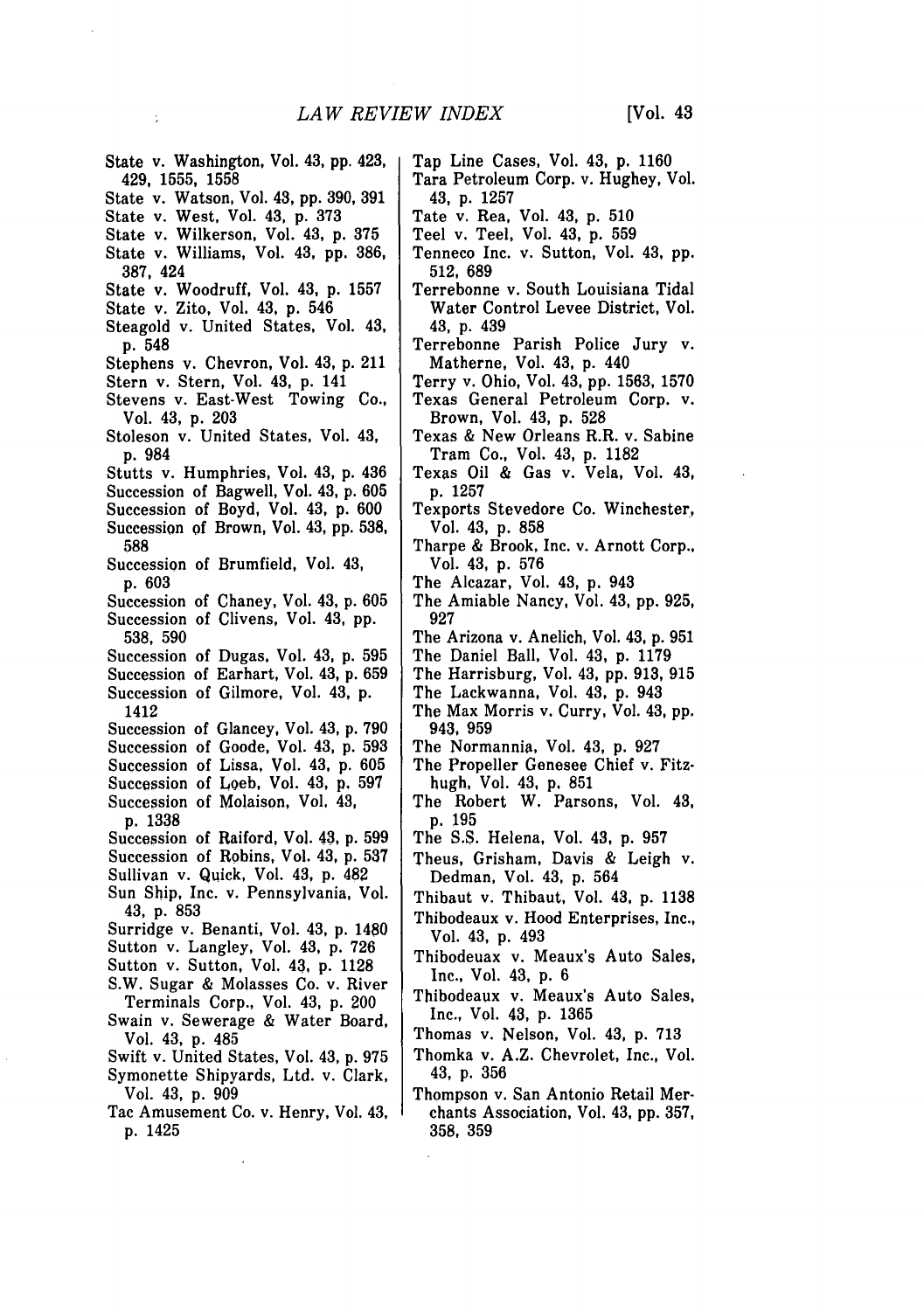State v. Washington, Vol. 43, pp. 423, 429, 1555, 1558
State v. Watson, Vol. 43, pp. 390, 391
State v. West, Vol. 43, p. 373
State v. Wilkerson, Vol. 43, p. 375
State v. Williams, Vol. 43, pp. 386, 387, 424
State v. Woodruff, Vol. 43, p. 1557
State v. Zito, Vol. 43, p. 546
Steagold v. United States, Vol. 43, p. 548
Stephens v. Chevron, Vol. 43, p. 211
Stern v. Stern, Vol. 43, p. 141
Stevens v. East-West Towing Co., Vol. 43, p. 203
Stoleson v. United States, Vol. 43, p. 984
Stutts v. Humphries, Vol. 43, p. 436
Succession of Bagwell, Vol. 43, p. 605
Succession of Boyd, Vol. 43, p. 600
Succession of Brown, Vol. 43, pp. 538, 588
Succession of Brumfield, Vol. 43, p. 603
Succession of Chaney, Vol. 43, p. 605
Succession of Clivens, Vol. 43, pp. 538, 590
Succession of Dugas, Vol. 43, p. 595
Succession of Earhart, Vol. 43, p. 659
Succession of Gilmore, Vol. 43, p. 1412
Succession of Glancey, Vol. 43, p. 790
Succession of Goode, Vol. 43, p. 593
Succession of Lissa, Vol. 43, p. 605
Succession of Loeb, Vol. 43, p. 597
Succession of Molaison, Vol. 43, p. 1338
Succession of Raiford, Vol. 43, p. 599
Succession of Robins, Vol. 43, p. 537
Sullivan v. Quick, Vol. 43, p. 482
Sun Ship, Inc. v. Pennsylvania, Vol. 43, p. 853
Surridge v. Benanti, Vol. 43, p. 1480
Sutton v. Langley, Vol. 43, p. 726
Sutton v. Sutton, Vol. 43, p. 1128
S.W. Sugar & Molasses Co. v. River Terminals Corp., Vol. 43, p. 200
Swain v. Sewerage & Water Board, Vol. 43, p. 485
Swift v. United States, Vol. 43, p. 975
Symonette Shipyards, Ltd. v. Clark, Vol. 43, p. 909
Tac Amusement Co. v. Henry, Vol. 43, p. 1425
Tap Line Cases, Vol. 43, p. 1160
Tara Petroleum Corp. v. Hughey, Vol. 43, p. 1257
Tate v. Rea, Vol. 43, p. 510
Teel v. Teel, Vol. 43, p. 559
Tenneco Inc. v. Sutton, Vol. 43, pp. 512, 689
Terrebonne v. South Louisiana Tidal Water Control Levee District, Vol. 43, p. 439
Terrebonne Parish Police Jury v. Matherne, Vol. 43, p. 440
Terry v. Ohio, Vol. 43, pp. 1563, 1570
Texas General Petroleum Corp. v. Brown, Vol. 43, p. 528
Texas & New Orleans R.R. v. Sabine Tram Co., Vol. 43, p. 1182
Texas Oil & Gas v. Vela, Vol. 43, p. 1257
Texports Stevedore Co. Winchester, Vol. 43, p. 858
Tharpe & Brook, Inc. v. Arnott Corp., Vol. 43, p. 576
The Alcazar, Vol. 43, p. 943
The Amiable Nancy, Vol. 43, pp. 925, 927
The Arizona v. Anelich, Vol. 43, p. 951
The Daniel Ball, Vol. 43, p. 1179
The Harrisburg, Vol. 43, pp. 913, 915
The Lackwanna, Vol. 43, p. 943
The Max Morris v. Curry, Vol. 43, pp. 943, 959
The Normannia, Vol. 43, p. 927
The Propeller Genesee Chief v. Fitzhugh, Vol. 43, p. 851
The Robert W. Parsons, Vol. 43, p. 195
The S.S. Helena, Vol. 43, p. 957
Theus, Grisham, Davis & Leigh v. Dedman, Vol. 43, p. 564
Thibaut v. Thibaut, Vol. 43, p. 1138
Thibodeaux v. Hood Enterprises, Inc., Vol. 43, p. 493
Thibodeuax v. Meaux's Auto Sales, Inc., Vol. 43, p. 6
Thibodeaux v. Meaux's Auto Sales, Inc., Vol. 43, p. 1365
Thomas v. Nelson, Vol. 43, p. 713
Thomka v. A.Z. Chevrolet, Inc., Vol. 43, p. 356
Thompson v. San Antonio Retail Merchants Association, Vol. 43, pp. 357, 358, 359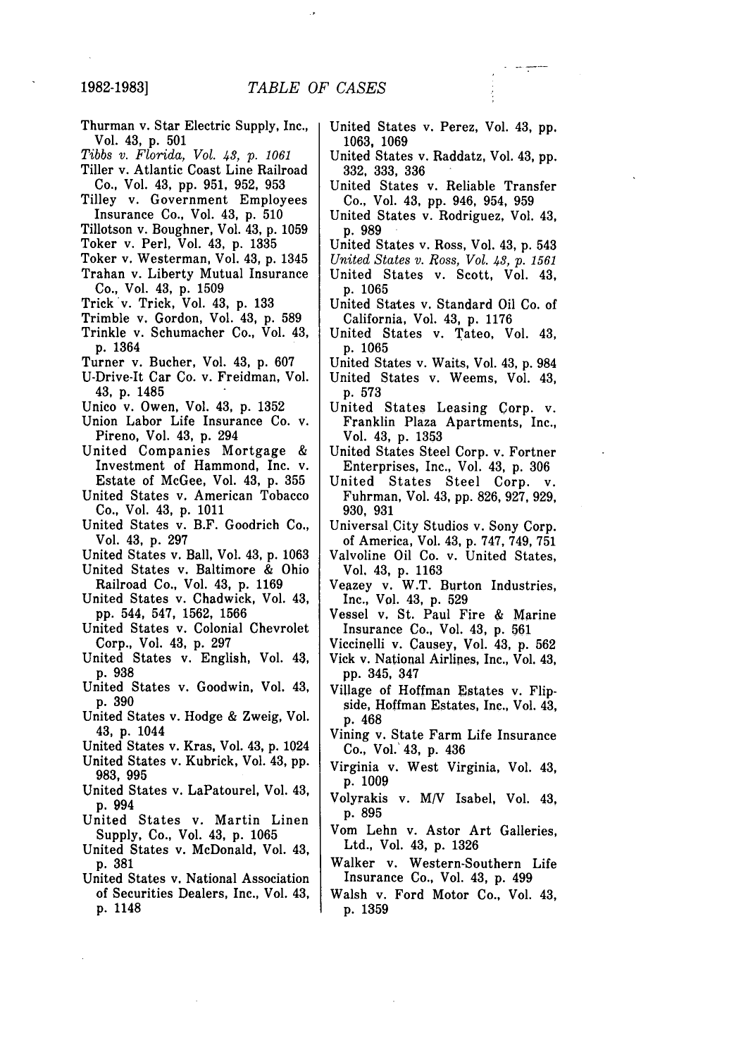Thurman v. Star Electric Supply, Inc., Vol. 43, p. 501

*Tibbs v. Florida, Vol. 43, p. 1061*

Tiller v. Atlantic Coast Line Railroad Co., Vol. 43, pp. 951, 952, 953

Tilley v. Government Employees Insurance Co., Vol. 43, p. 510

Tillotson v. Boughner, Vol. 43, p. 1059

Toker v. Perl, Vol. 43, p. 1335

Toker v. Westerman, Vol. 43, p. 1345

Trahan v. Liberty Mutual Insurance Co., Vol. 43, p. 1509

Trick v. Trick, Vol. 43, p. 133

Trimble v. Gordon, Vol. 43, p. 589

Trinkle v. Schumacher Co., Vol. 43, p. 1364

Turner v. Bucher, Vol. 43, p. 607

U-Drive-It Car Co. v. Freidman, Vol. 43, p. 1485

Unico v. Owen, Vol. 43, p. 1352

Union Labor Life Insurance Co. v. Pireno, Vol. 43, p. 294

United Companies Mortgage & Investment of Hammond, Inc. v. Estate of McGee, Vol. 43, p. 355

United States v. American Tobacco Co., Vol. 43, p. 1011

United States v. B.F. Goodrich Co., Vol. 43, p. 297

United States v. Ball, Vol. 43, p. 1063

United States v. Baltimore & Ohio Railroad Co., Vol. 43, p. 1169

United States v. Chadwick, Vol. 43, pp. 544, 547, 1562, 1566

United States v. Colonial Chevrolet Corp., Vol. 43, p. 297

United States v. English, Vol. 43, p. 938

United States v. Goodwin, Vol. 43, p. 390

United States v. Hodge & Zweig, Vol. 43, p. 1044

United States v. Kras, Vol. 43, p. 1024

United States v. Kubrick, Vol. 43, pp. 983, 995

United States v. LaPatourel, Vol. 43, p. 994

United States v. Martin Linen Supply, Co., Vol. 43, p. 1065

United States v. McDonald, Vol. 43, p. 381

United States v. National Association of Securities Dealers, Inc., Vol. 43, p. 1148

United States v. Perez, Vol. 43, pp. 1063, 1069

United States v. Raddatz, Vol. 43, pp. 332, 333, 336

United States v. Reliable Transfer Co., Vol. 43, pp. 946, 954, 959

United States v. Rodriguez, Vol. 43, p. 989

United States v. Ross, Vol. 43, p. 543

*United States v. Ross, Vol. 43, p. 1561*

United States v. Scott, Vol. 43, p. 1065

United States v. Standard Oil Co. of California, Vol. 43, p. 1176

United States v. Tateo, Vol. 43, p. 1065

United States v. Waits, Vol. 43, p. 984

United States v. Weems, Vol. 43, p. 573

United States Leasing Corp. v. Franklin Plaza Apartments, Inc., Vol. 43, p. 1353

United States Steel Corp. v. Fortner Enterprises, Inc., Vol. 43, p. 306

United States Steel Corp. v. Fuhrman, Vol. 43, pp. 826, 927, 929, 930, 931

Universal City Studios v. Sony Corp. of America, Vol. 43, p. 747, 749, 751

Valvoline Oil Co. v. United States, Vol. 43, p. 1163

Veazey v. W.T. Burton Industries, Inc., Vol. 43, p. 529

Vessel v. St. Paul Fire & Marine Insurance Co., Vol. 43, p. 561

Viccinelli v. Causey, Vol. 43, p. 562

Vick v. National Airlines, Inc., Vol. 43, pp. 345, 347

Village of Hoffman Estates v. Flipside, Hoffman Estates, Inc., Vol. 43, p. 468

Vining v. State Farm Life Insurance Co., Vol. 43, p. 436

Virginia v. West Virginia, Vol. 43, p. 1009

Volyrakis v. M/V Isabel, Vol. 43, p. 895

Vom Lehn v. Astor Art Galleries, Ltd., Vol. 43, p. 1326

Walker v. Western-Southern Life Insurance Co., Vol. 43, p. 499

Walsh v. Ford Motor Co., Vol. 43, p. 1359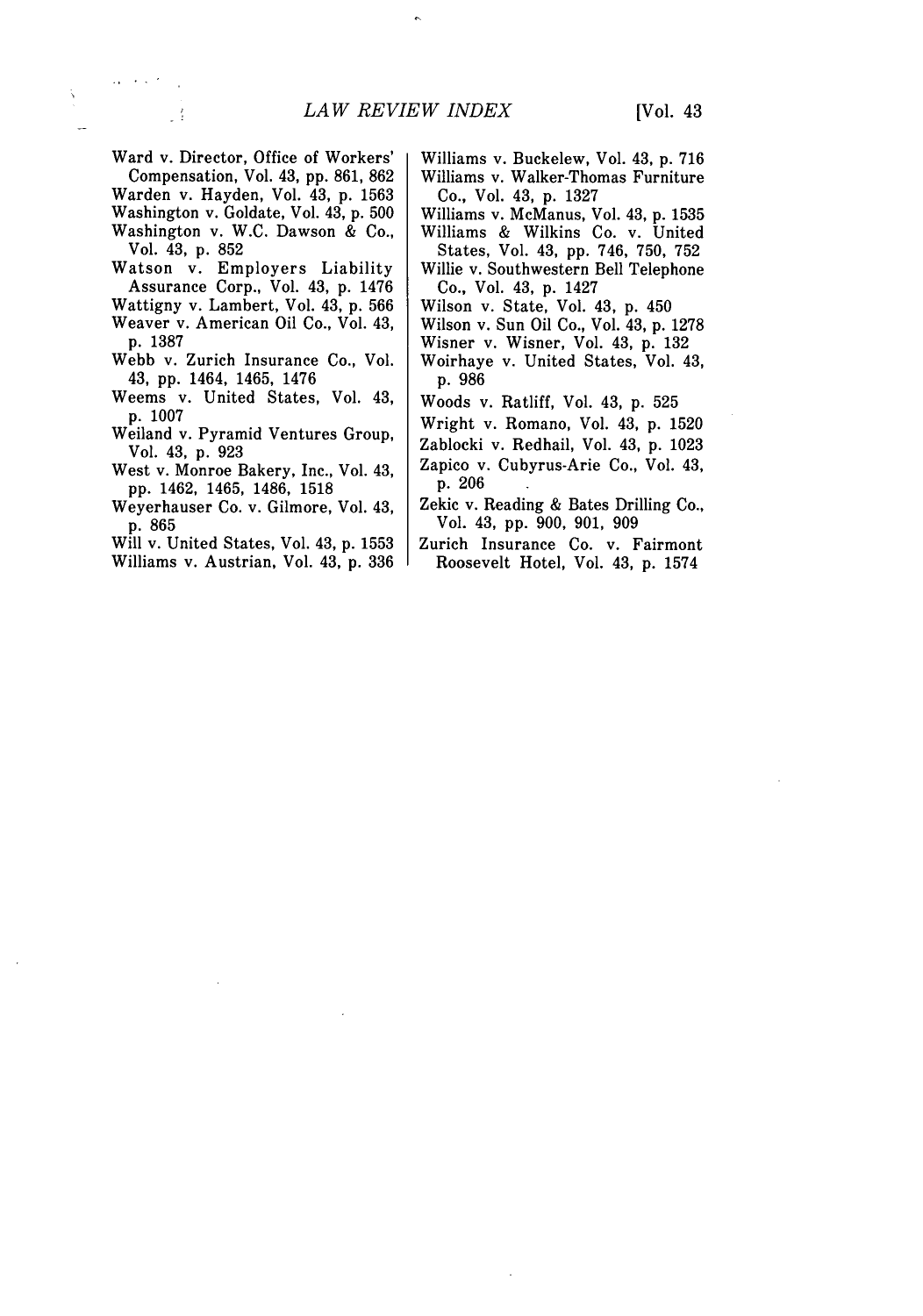Ward v. Director, Office of Workers' Compensation, Vol. 43, pp. 861, 862
Warden v. Hayden, Vol. 43, p. 1563
Washington v. Goldate, Vol. 43, p. 500
Washington v. W.C. Dawson & Co., Vol. 43, p. 852
Watson v. Employers Liability Assurance Corp., Vol. 43, p. 1476
Wattigny v. Lambert, Vol. 43, p. 566
Weaver v. American Oil Co., Vol. 43, p. 1387
Webb v. Zurich Insurance Co., Vol. 43, pp. 1464, 1465, 1476
Weems v. United States, Vol. 43, p. 1007
Weiland v. Pyramid Ventures Group, Vol. 43, p. 923
West v. Monroe Bakery, Inc., Vol. 43, pp. 1462, 1465, 1486, 1518
Weyerhauser Co. v. Gilmore, Vol. 43, p. 865
Will v. United States, Vol. 43, p. 1553
Williams v. Austrian, Vol. 43, p. 336
Williams v. Buckelew, Vol. 43, p. 716
Williams v. Walker-Thomas Furniture Co., Vol. 43, p. 1327
Williams v. McManus, Vol. 43, p. 1535
Williams & Wilkins Co. v. United States, Vol. 43, pp. 746, 750, 752
Willie v. Southwestern Bell Telephone Co., Vol. 43, p. 1427
Wilson v. State, Vol. 43, p. 450
Wilson v. Sun Oil Co., Vol. 43, p. 1278
Wisner v. Wisner, Vol. 43, p. 132
Woirhaye v. United States, Vol. 43, p. 986
Woods v. Ratliff, Vol. 43, p. 525
Wright v. Romano, Vol. 43, p. 1520
Zablocki v. Redhail, Vol. 43, p. 1023
Zapico v. Cubyrus-Arie Co., Vol. 43, p. 206
Zekic v. Reading & Bates Drilling Co., Vol. 43, pp. 900, 901, 909
Zurich Insurance Co. v. Fairmont Roosevelt Hotel, Vol. 43, p. 1574